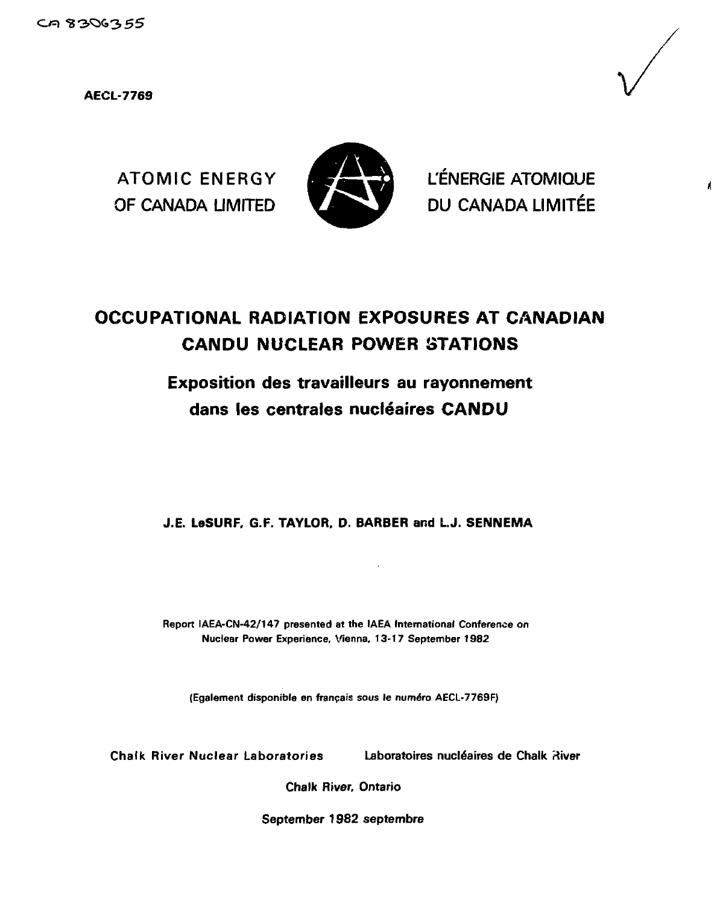CA 8306355

**AECL-7769**

ATOMIC ENERGY OF CANADA LIMITED

L'ÉNERGIE ATOMIQUE DU CANADA LIMITÉE

# OCCUPATIONAL RADIATION EXPOSURES AT CANADIAN CANDU NUCLEAR POWER STATIONS

## Exposition des travailleurs au rayonnement dans les centrales nucléaires CANDU

**J.E. LeSURF, G.F. TAYLOR, D. BARBER and L.J. SENNEMA**

Report IAEA-CN-42/147 presented at the IAEA International Conference on Nuclear Power Experience, Vienna, 13-17 September 1982

(Egalement disponible en français sous le numéro AECL-7769F)

Chalk River Nuclear Laboratories — Laboratoires nucléaires de Chalk River

Chalk River, Ontario

September 1982 septembre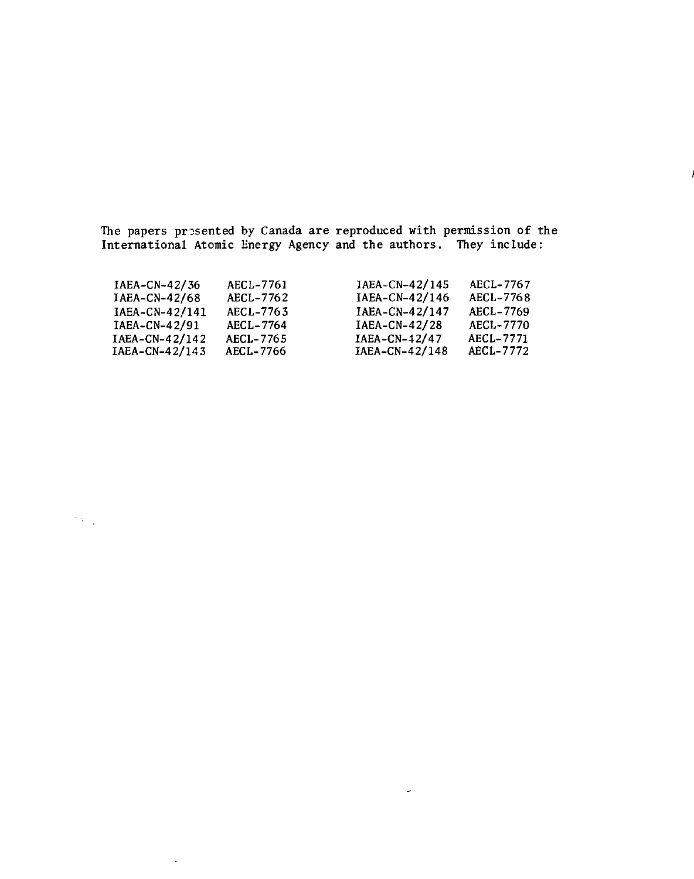The papers presented by Canada are reproduced with permission of the International Atomic Energy Agency and the authors. They include:

| | | | |
|---|---|---|---|
| IAEA-CN-42/36 | AECL-7761 | IAEA-CN-42/145 | AECL-7767 |
| IAEA-CN-42/68 | AECL-7762 | IAEA-CN-42/146 | AECL-7768 |
| IAEA-CN-42/141 | AECL-7763 | IAEA-CN-42/147 | AECL-7769 |
| IAEA-CN-42/91 | AECL-7764 | IAEA-CN-42/28 | AECL-7770 |
| IAEA-CN-42/142 | AECL-7765 | IAEA-CN-42/47 | AECL-7771 |
| IAEA-CN-42/143 | AECL-7766 | IAEA-CN-42/148 | AECL-7772 |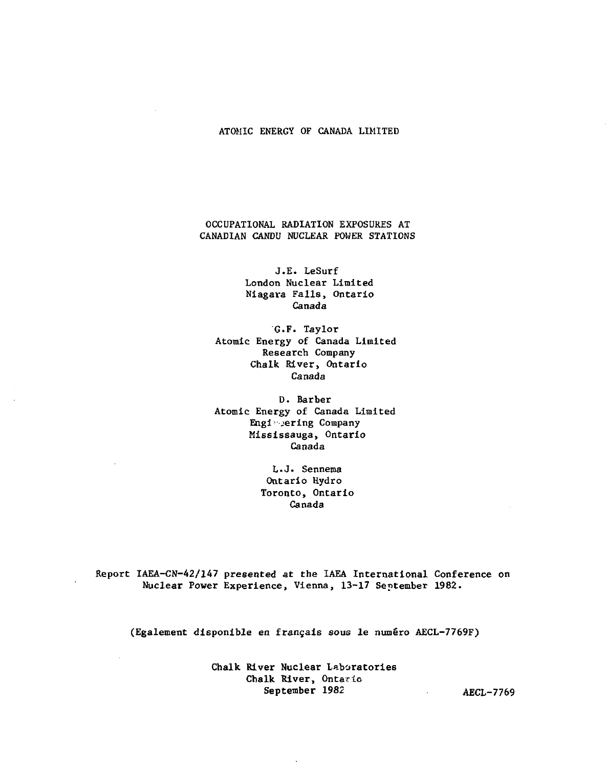ATOMIC ENERGY OF CANADA LIMITED

# OCCUPATIONAL RADIATION EXPOSURES AT CANADIAN CANDU NUCLEAR POWER STATIONS

J.E. LeSurf
London Nuclear Limited
Niagara Falls, Ontario
Canada

G.F. Taylor
Atomic Energy of Canada Limited
Research Company
Chalk River, Ontario
Canada

D. Barber
Atomic Energy of Canada Limited
Engineering Company
Mississauga, Ontario
Canada

L.J. Sennema
Ontario Hydro
Toronto, Ontario
Canada

Report IAEA-CN-42/147 presented at the IAEA International Conference on Nuclear Power Experience, Vienna, 13-17 September 1982.

(Egalement disponible en français sous le numéro AECL-7769F)

Chalk River Nuclear Laboratories
Chalk River, Ontario
September 1982

AECL-7769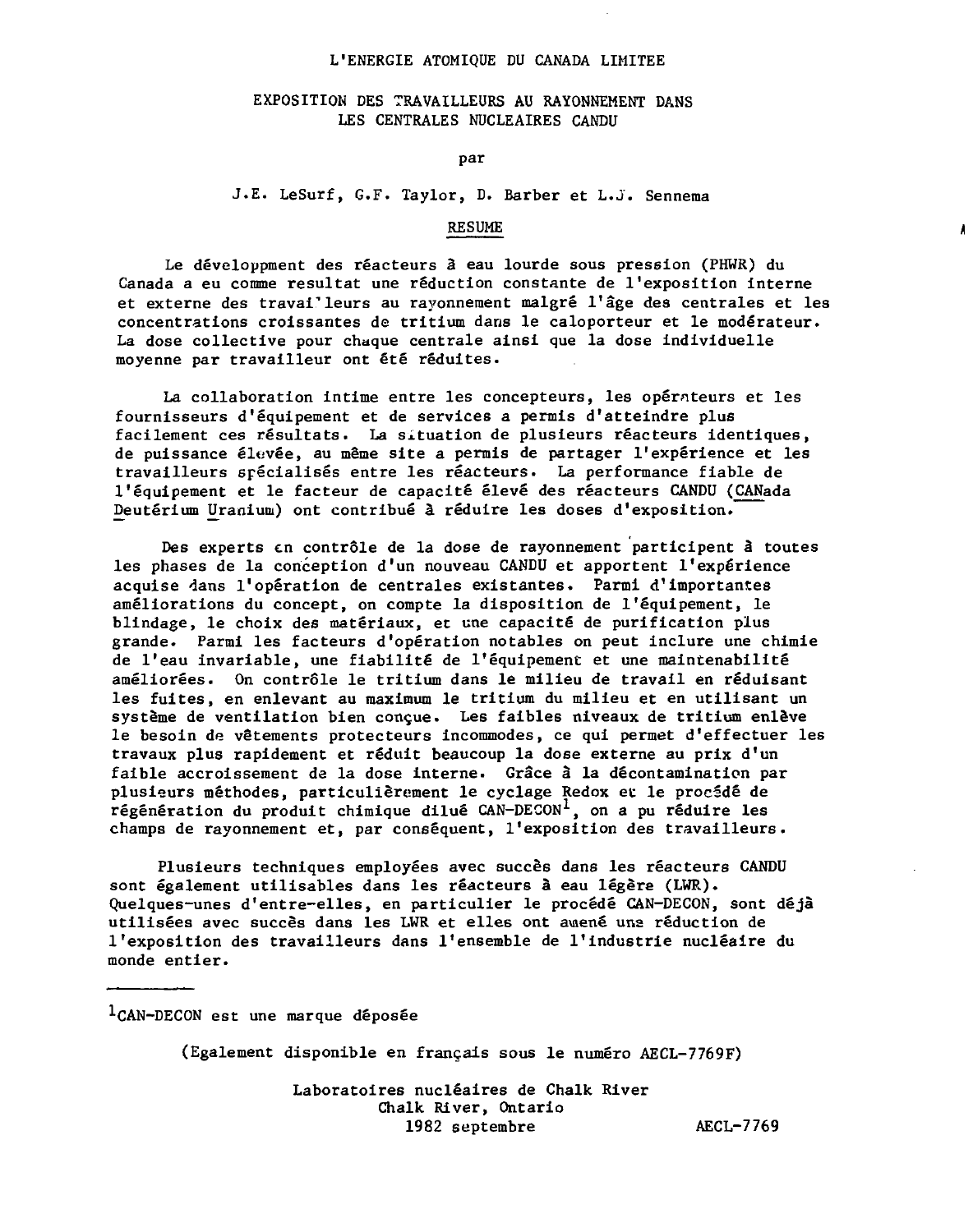L'ENERGIE ATOMIQUE DU CANADA LIMITEE

# EXPOSITION DES TRAVAILLEURS AU RAYONNEMENT DANS LES CENTRALES NUCLEAIRES CANDU

par

J.E. LeSurf, G.F. Taylor, D. Barber et L.J. Sennema

## RESUME

Le développment des réacteurs à eau lourde sous pression (PHWR) du Canada a eu comme resultat une réduction constante de l'exposition interne et externe des travailleurs au rayonnement malgré l'âge des centrales et les concentrations croissantes de tritium dans le caloporteur et le modérateur. La dose collective pour chaque centrale ainsi que la dose individuelle moyenne par travailleur ont été réduites.

La collaboration intime entre les concepteurs, les opérateurs et les fournisseurs d'équipement et de services a permis d'atteindre plus facilement ces résultats. La situation de plusieurs réacteurs identiques, de puissance élevée, au même site a permis de partager l'expérience et les travailleurs spécialisés entre les réacteurs. La performance fiable de l'équipement et le facteur de capacité élevé des réacteurs CANDU (CANada Deutérium Uranium) ont contribué à réduire les doses d'exposition.

Des experts en contrôle de la dose de rayonnement participent à toutes les phases de la conception d'un nouveau CANDU et apportent l'expérience acquise dans l'opération de centrales existantes. Parmi d'importantes améliorations du concept, on compte la disposition de l'équipement, le blindage, le choix des matériaux, et une capacité de purification plus grande. Parmi les facteurs d'opération notables on peut inclure une chimie de l'eau invariable, une fiabilité de l'équipement et une maintenabilité améliorées. On contrôle le tritium dans le milieu de travail en réduisant les fuites, en enlevant au maximum le tritium du milieu et en utilisant un système de ventilation bien conçue. Les faibles niveaux de tritium enlève le besoin de vêtements protecteurs incommodes, ce qui permet d'effectuer les travaux plus rapidement et réduit beaucoup la dose externe au prix d'un faible accroissement de la dose interne. Grâce à la décontamination par plusieurs méthodes, particulièrement le cyclage Redox et le procédé de régénération du produit chimique dilué CAN-DECON[1], on a pu réduire les champs de rayonnement et, par conséquent, l'exposition des travailleurs.

Plusieurs techniques employées avec succès dans les réacteurs CANDU sont également utilisables dans les réacteurs à eau légère (LWR). Quelques-unes d'entre-elles, en particulier le procédé CAN-DECON, sont déjà utilisées avec succès dans les LWR et elles ont amené une réduction de l'exposition des travailleurs dans l'ensemble de l'industrie nucléaire du monde entier.

---

[1] CAN-DECON est une marque déposée

(Egalement disponible en français sous le numéro AECL-7769F)

Laboratoires nucléaires de Chalk River
Chalk River, Ontario
1982 septembre

AECL-7769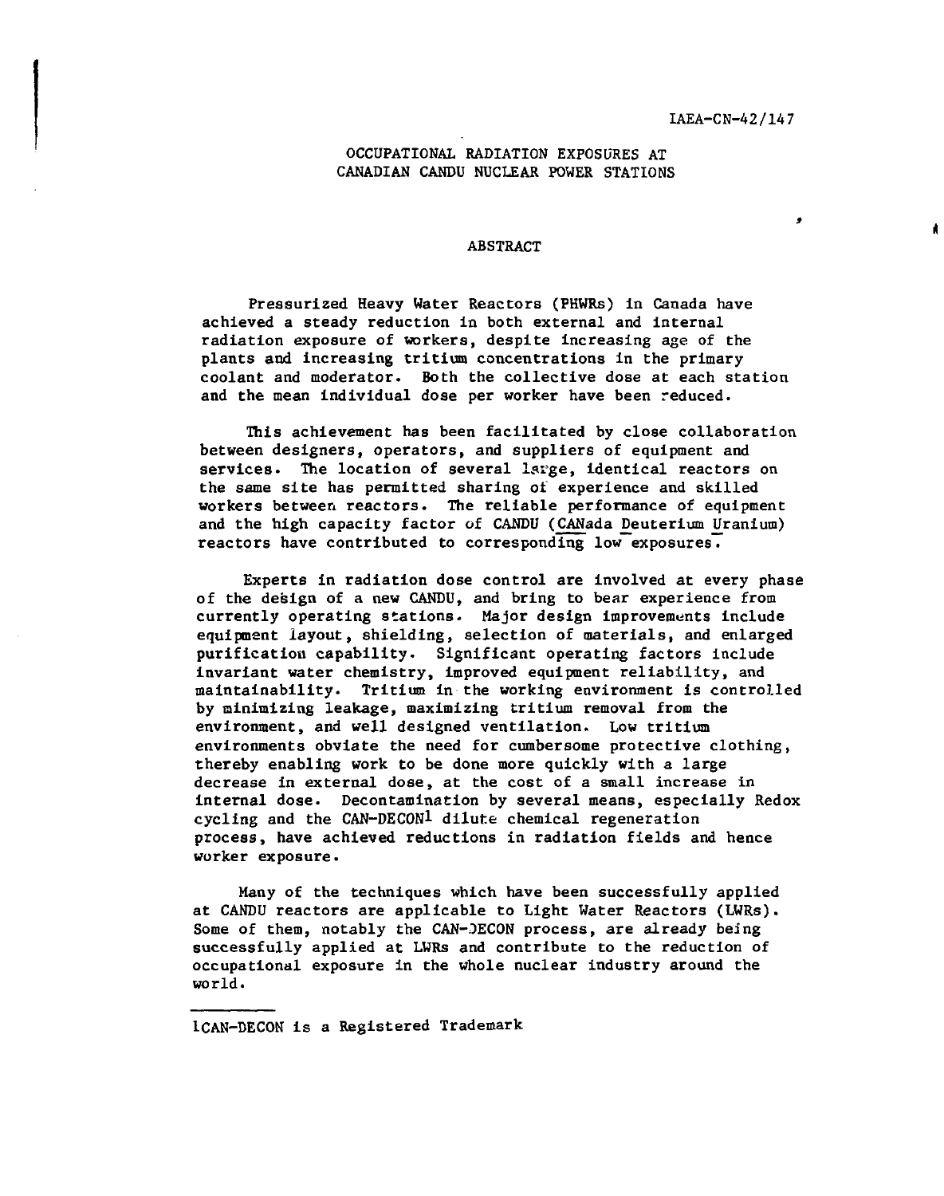IAEA-CN-42/147

# OCCUPATIONAL RADIATION EXPOSURES AT CANADIAN CANDU NUCLEAR POWER STATIONS

## ABSTRACT

Pressurized Heavy Water Reactors (PHWRs) in Canada have achieved a steady reduction in both external and internal radiation exposure of workers, despite increasing age of the plants and increasing tritium concentrations in the primary coolant and moderator. Both the collective dose at each station and the mean individual dose per worker have been reduced.

This achievement has been facilitated by close collaboration between designers, operators, and suppliers of equipment and services. The location of several large, identical reactors on the same site has permitted sharing of experience and skilled workers between reactors. The reliable performance of equipment and the high capacity factor of CANDU (CANada Deuterium Uranium) reactors have contributed to corresponding low exposures.

Experts in radiation dose control are involved at every phase of the design of a new CANDU, and bring to bear experience from currently operating stations. Major design improvements include equipment layout, shielding, selection of materials, and enlarged purification capability. Significant operating factors include invariant water chemistry, improved equipment reliability, and maintainability. Tritium in the working environment is controlled by minimizing leakage, maximizing tritium removal from the environment, and well designed ventilation. Low tritium environments obviate the need for cumbersome protective clothing, thereby enabling work to be done more quickly with a large decrease in external dose, at the cost of a small increase in internal dose. Decontamination by several means, especially Redox cycling and the CAN-DECON[1] dilute chemical regeneration process, have achieved reductions in radiation fields and hence worker exposure.

Many of the techniques which have been successfully applied at CANDU reactors are applicable to Light Water Reactors (LWRs). Some of them, notably the CAN-DECON process, are already being successfully applied at LWRs and contribute to the reduction of occupational exposure in the whole nuclear industry around the world.

---

[1] CAN-DECON is a Registered Trademark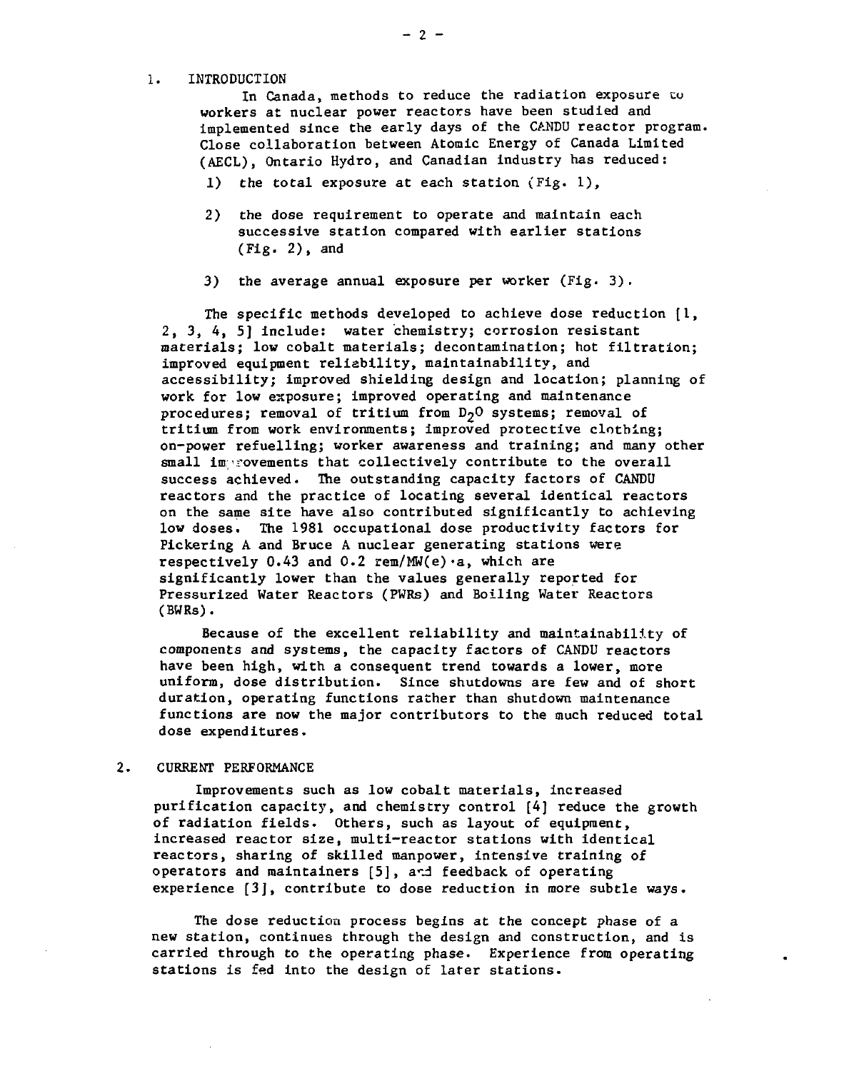## 1. INTRODUCTION

In Canada, methods to reduce the radiation exposure to workers at nuclear power reactors have been studied and implemented since the early days of the CANDU reactor program. Close collaboration between Atomic Energy of Canada Limited (AECL), Ontario Hydro, and Canadian industry has reduced:

1) the total exposure at each station (Fig. 1),

2) the dose requirement to operate and maintain each successive station compared with earlier stations (Fig. 2), and

3) the average annual exposure per worker (Fig. 3).

The specific methods developed to achieve dose reduction [1, 2, 3, 4, 5] include: water chemistry; corrosion resistant materials; low cobalt materials; decontamination; hot filtration; improved equipment reliability, maintainability, and accessibility; improved shielding design and location; planning of work for low exposure; improved operating and maintenance procedures; removal of tritium from $D_2O$ systems; removal of tritium from work environments; improved protective clothing; on-power refuelling; worker awareness and training; and many other small improvements that collectively contribute to the overall success achieved. The outstanding capacity factors of CANDU reactors and the practice of locating several identical reactors on the same site have also contributed significantly to achieving low doses. The 1981 occupational dose productivity factors for Pickering A and Bruce A nuclear generating stations were respectively 0.43 and 0.2 rem/MW(e)·a, which are significantly lower than the values generally reported for Pressurized Water Reactors (PWRs) and Boiling Water Reactors (BWRs).

Because of the excellent reliability and maintainability of components and systems, the capacity factors of CANDU reactors have been high, with a consequent trend towards a lower, more uniform, dose distribution. Since shutdowns are few and of short duration, operating functions rather than shutdown maintenance functions are now the major contributors to the much reduced total dose expenditures.

## 2. CURRENT PERFORMANCE

Improvements such as low cobalt materials, increased purification capacity, and chemistry control [4] reduce the growth of radiation fields. Others, such as layout of equipment, increased reactor size, multi-reactor stations with identical reactors, sharing of skilled manpower, intensive training of operators and maintainers [5], and feedback of operating experience [3], contribute to dose reduction in more subtle ways.

The dose reduction process begins at the concept phase of a new station, continues through the design and construction, and is carried through to the operating phase. Experience from operating stations is fed into the design of later stations.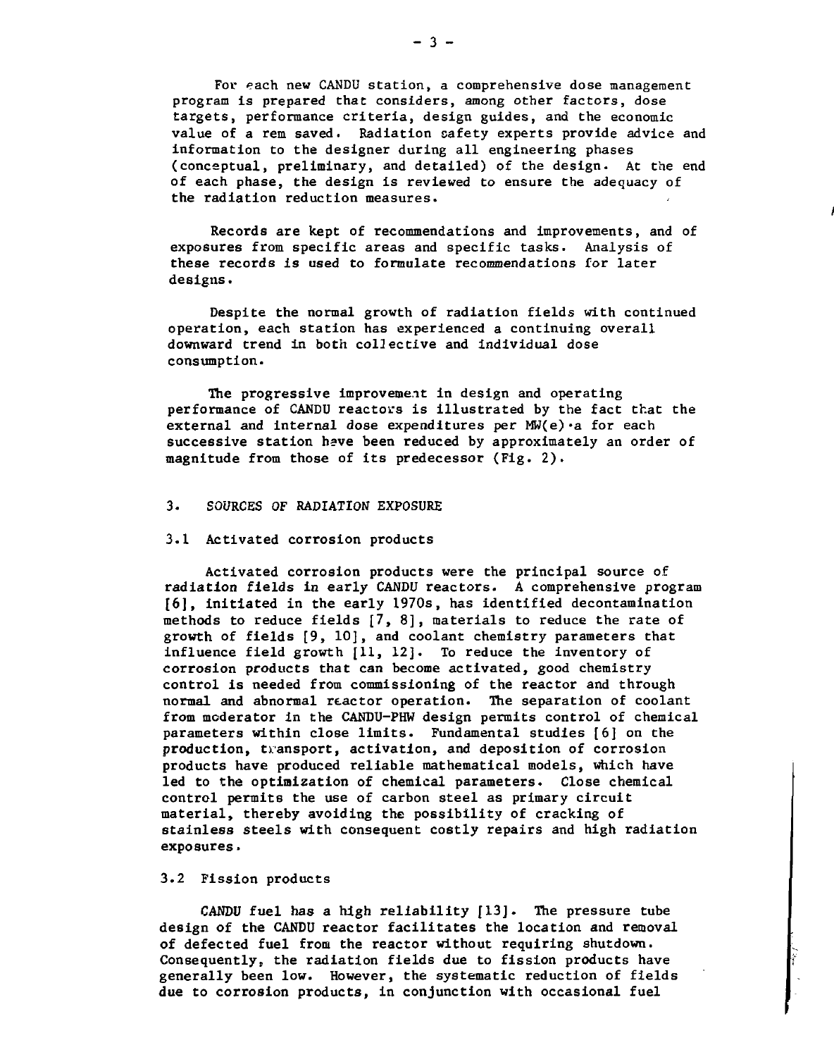For each new CANDU station, a comprehensive dose management program is prepared that considers, among other factors, dose targets, performance criteria, design guides, and the economic value of a rem saved. Radiation safety experts provide advice and information to the designer during all engineering phases (conceptual, preliminary, and detailed) of the design. At the end of each phase, the design is reviewed to ensure the adequacy of the radiation reduction measures.

Records are kept of recommendations and improvements, and of exposures from specific areas and specific tasks. Analysis of these records is used to formulate recommendations for later designs.

Despite the normal growth of radiation fields with continued operation, each station has experienced a continuing overall downward trend in both collective and individual dose consumption.

The progressive improvement in design and operating performance of CANDU reactors is illustrated by the fact that the external and internal dose expenditures per MW(e)·a for each successive station have been reduced by approximately an order of magnitude from those of its predecessor (Fig. 2).

## 3. SOURCES OF RADIATION EXPOSURE

### 3.1 Activated corrosion products

Activated corrosion products were the principal source of radiation fields in early CANDU reactors. A comprehensive program [6], initiated in the early 1970s, has identified decontamination methods to reduce fields [7, 8], materials to reduce the rate of growth of fields [9, 10], and coolant chemistry parameters that influence field growth [11, 12]. To reduce the inventory of corrosion products that can become activated, good chemistry control is needed from commissioning of the reactor and through normal and abnormal reactor operation. The separation of coolant from moderator in the CANDU-PHW design permits control of chemical parameters within close limits. Fundamental studies [6] on the production, transport, activation, and deposition of corrosion products have produced reliable mathematical models, which have led to the optimization of chemical parameters. Close chemical control permits the use of carbon steel as primary circuit material, thereby avoiding the possibility of cracking of stainless steels with consequent costly repairs and high radiation exposures.

### 3.2 Fission products

CANDU fuel has a high reliability [13]. The pressure tube design of the CANDU reactor facilitates the location and removal of defected fuel from the reactor without requiring shutdown. Consequently, the radiation fields due to fission products have generally been low. However, the systematic reduction of fields due to corrosion products, in conjunction with occasional fuel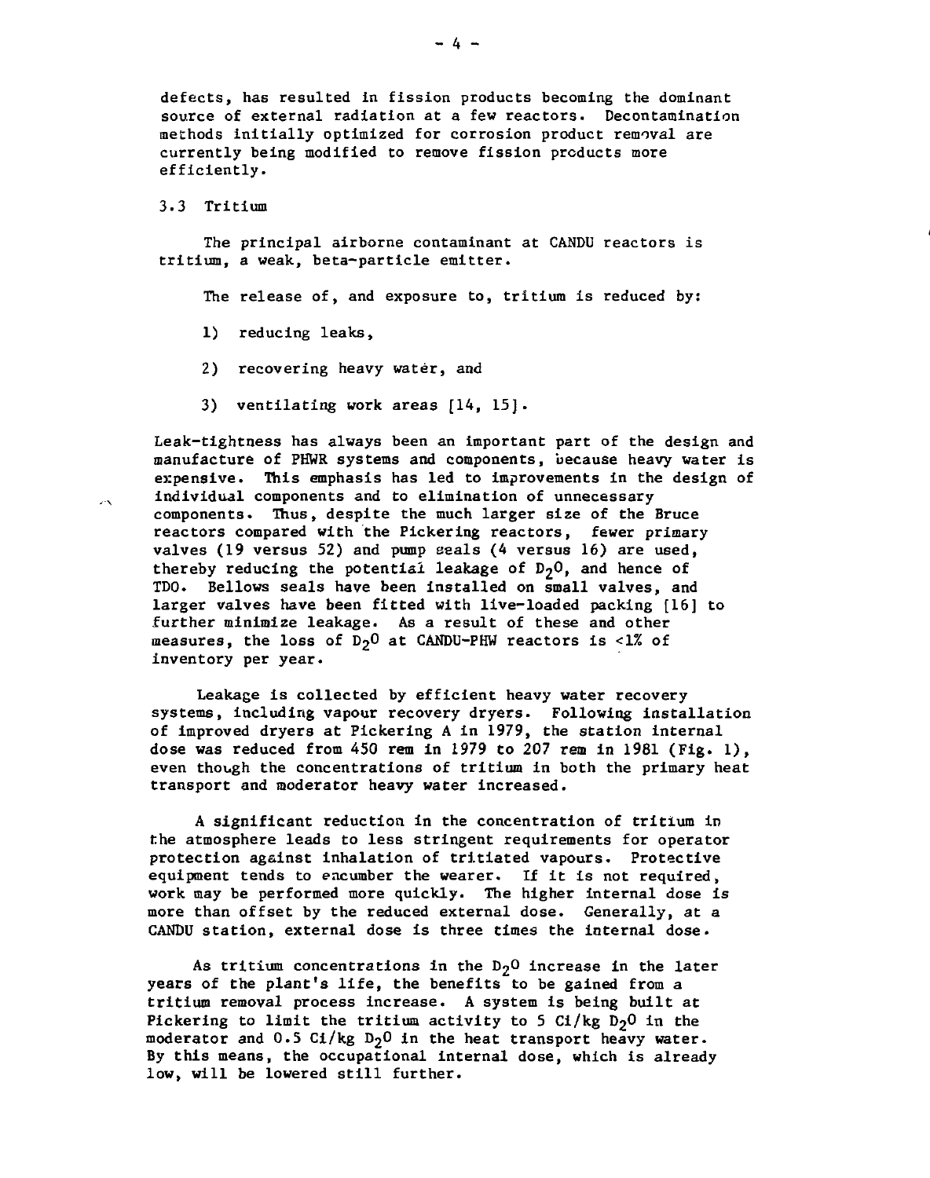defects, has resulted in fission products becoming the dominant source of external radiation at a few reactors. Decontamination methods initially optimized for corrosion product removal are currently being modified to remove fission products more efficiently.

### 3.3 Tritium

The principal airborne contaminant at CANDU reactors is tritium, a weak, beta-particle emitter.

The release of, and exposure to, tritium is reduced by:

1) reducing leaks,

2) recovering heavy water, and

3) ventilating work areas [14, 15].

Leak-tightness has always been an important part of the design and manufacture of PHWR systems and components, because heavy water is expensive. This emphasis has led to improvements in the design of individual components and to elimination of unnecessary components. Thus, despite the much larger size of the Bruce reactors compared with the Pickering reactors, fewer primary valves (19 versus 52) and pump seals (4 versus 16) are used, thereby reducing the potential leakage of $D_2O$, and hence of TDO. Bellows seals have been installed on small valves, and larger valves have been fitted with live-loaded packing [16] to further minimize leakage. As a result of these and other measures, the loss of $D_2O$ at CANDU-PHW reactors is <1% of inventory per year.

Leakage is collected by efficient heavy water recovery systems, including vapour recovery dryers. Following installation of improved dryers at Pickering A in 1979, the station internal dose was reduced from 450 rem in 1979 to 207 rem in 1981 (Fig. 1), even though the concentrations of tritium in both the primary heat transport and moderator heavy water increased.

A significant reduction in the concentration of tritium in the atmosphere leads to less stringent requirements for operator protection against inhalation of tritiated vapours. Protective equipment tends to encumber the wearer. If it is not required, work may be performed more quickly. The higher internal dose is more than offset by the reduced external dose. Generally, at a CANDU station, external dose is three times the internal dose.

As tritium concentrations in the $D_2O$ increase in the later years of the plant's life, the benefits to be gained from a tritium removal process increase. A system is being built at Pickering to limit the tritium activity to 5 Ci/kg $D_2O$ in the moderator and 0.5 Ci/kg $D_2O$ in the heat transport heavy water. By this means, the occupational internal dose, which is already low, will be lowered still further.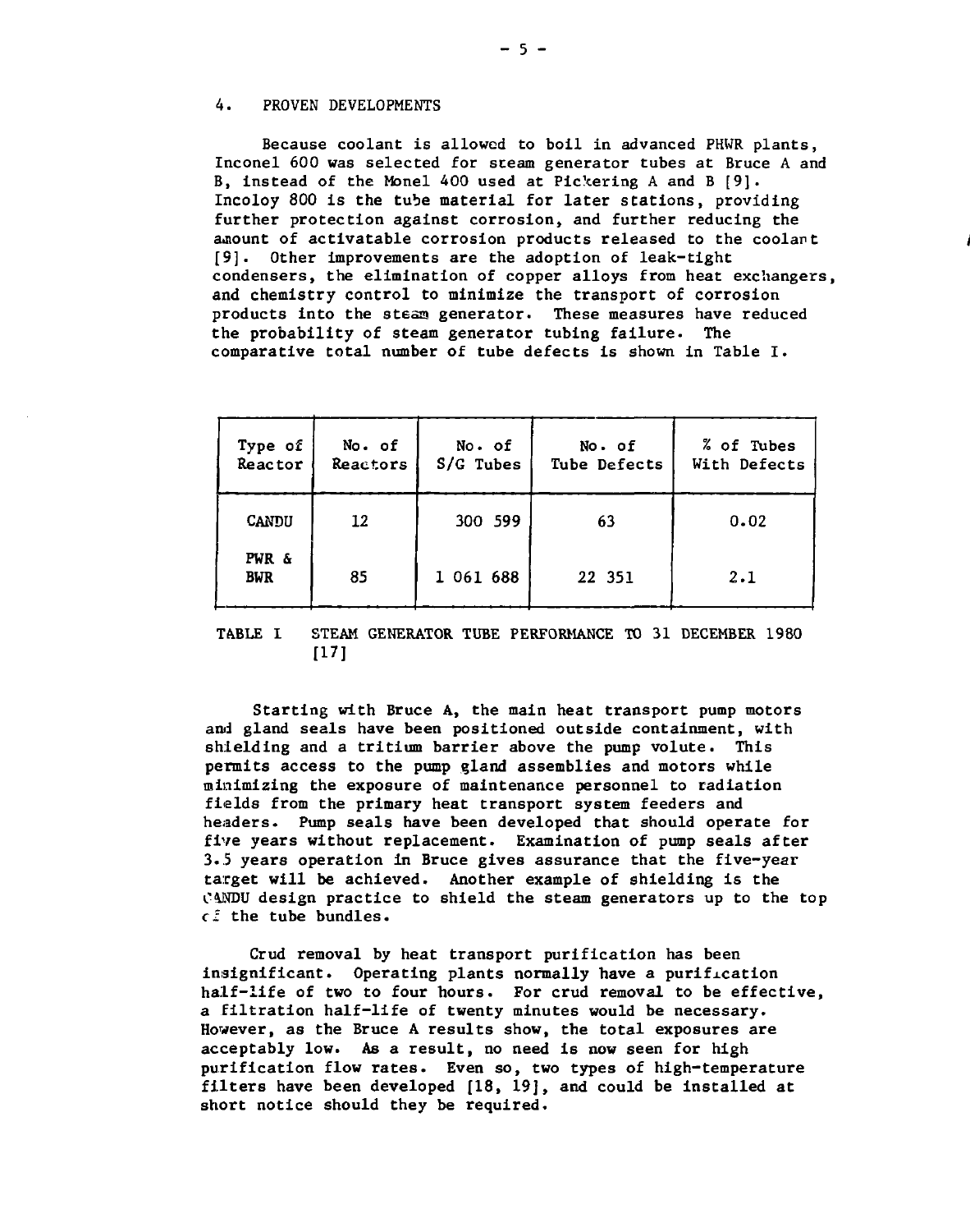## 4. PROVEN DEVELOPMENTS

Because coolant is allowed to boil in advanced PHWR plants, Inconel 600 was selected for steam generator tubes at Bruce A and B, instead of the Monel 400 used at Pickering A and B [9]. Incoloy 800 is the tube material for later stations, providing further protection against corrosion, and further reducing the amount of activatable corrosion products released to the coolant [9]. Other improvements are the adoption of leak-tight condensers, the elimination of copper alloys from heat exchangers, and chemistry control to minimize the transport of corrosion products into the steam generator. These measures have reduced the probability of steam generator tubing failure. The comparative total number of tube defects is shown in Table I.

| Type of Reactor | No. of Reactors | No. of S/G Tubes | No. of Tube Defects | % of Tubes With Defects |
|---|---|---|---|---|
| CANDU | 12 | 300 599 | 63 | 0.02 |
| PWR & BWR | 85 | 1 061 688 | 22 351 | 2.1 |

TABLE I STEAM GENERATOR TUBE PERFORMANCE TO 31 DECEMBER 1980 [17]

Starting with Bruce A, the main heat transport pump motors and gland seals have been positioned outside containment, with shielding and a tritium barrier above the pump volute. This permits access to the pump gland assemblies and motors while minimizing the exposure of maintenance personnel to radiation fields from the primary heat transport system feeders and headers. Pump seals have been developed that should operate for five years without replacement. Examination of pump seals after 3.5 years operation in Bruce gives assurance that the five-year target will be achieved. Another example of shielding is the CANDU design practice to shield the steam generators up to the top of the tube bundles.

Crud removal by heat transport purification has been insignificant. Operating plants normally have a purification half-life of two to four hours. For crud removal to be effective, a filtration half-life of twenty minutes would be necessary. However, as the Bruce A results show, the total exposures are acceptably low. As a result, no need is now seen for high purification flow rates. Even so, two types of high-temperature filters have been developed [18, 19], and could be installed at short notice should they be required.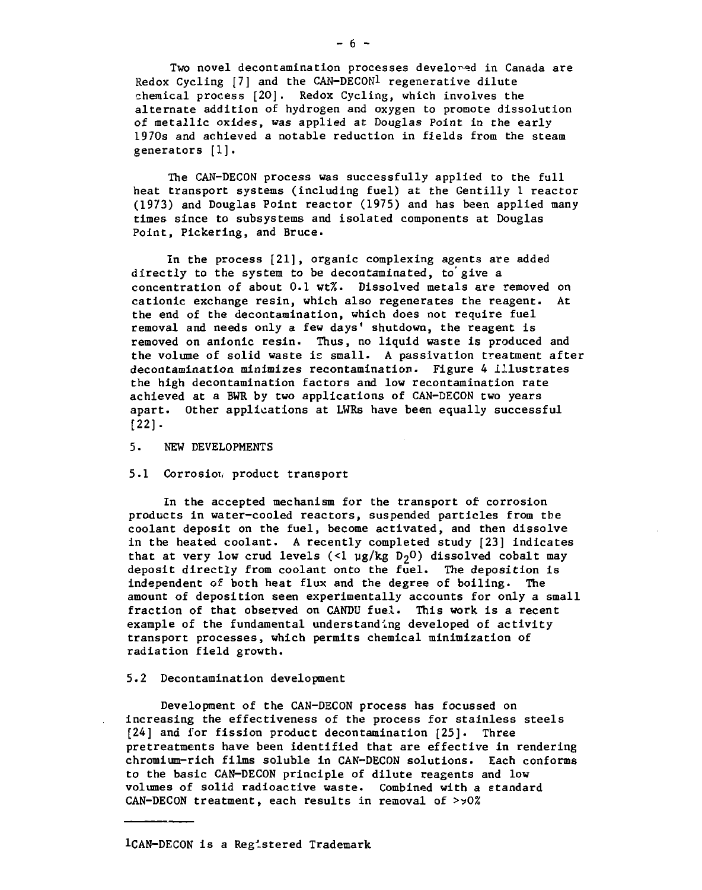Two novel decontamination processes developed in Canada are Redox Cycling [7] and the CAN-DECON[1] regenerative dilute chemical process [20]. Redox Cycling, which involves the alternate addition of hydrogen and oxygen to promote dissolution of metallic oxides, was applied at Douglas Point in the early 1970s and achieved a notable reduction in fields from the steam generators [1].

The CAN-DECON process was successfully applied to the full heat transport systems (including fuel) at the Gentilly 1 reactor (1973) and Douglas Point reactor (1975) and has been applied many times since to subsystems and isolated components at Douglas Point, Pickering, and Bruce.

In the process [21], organic complexing agents are added directly to the system to be decontaminated, to give a concentration of about 0.1 wt%. Dissolved metals are removed on cationic exchange resin, which also regenerates the reagent. At the end of the decontamination, which does not require fuel removal and needs only a few days' shutdown, the reagent is removed on anionic resin. Thus, no liquid waste is produced and the volume of solid waste is small. A passivation treatment after decontamination minimizes recontamination. Figure 4 illustrates the high decontamination factors and low recontamination rate achieved at a BWR by two applications of CAN-DECON two years apart. Other applications at LWRs have been equally successful [22].

## 5. NEW DEVELOPMENTS

### 5.1 Corrosion product transport

In the accepted mechanism for the transport of corrosion products in water-cooled reactors, suspended particles from the coolant deposit on the fuel, become activated, and then dissolve in the heated coolant. A recently completed study [23] indicates that at very low crud levels (<1 μg/kg $D_2O$) dissolved cobalt may deposit directly from coolant onto the fuel. The deposition is independent of both heat flux and the degree of boiling. The amount of deposition seen experimentally accounts for only a small fraction of that observed on CANDU fuel. This work is a recent example of the fundamental understanding developed of activity transport processes, which permits chemical minimization of radiation field growth.

### 5.2 Decontamination development

Development of the CAN-DECON process has focussed on increasing the effectiveness of the process for stainless steels [24] and for fission product decontamination [25]. Three pretreatments have been identified that are effective in rendering chromium-rich films soluble in CAN-DECON solutions. Each conforms to the basic CAN-DECON principle of dilute reagents and low volumes of solid radioactive waste. Combined with a standard CAN-DECON treatment, each results in removal of >90%

---

[1] CAN-DECON is a Registered Trademark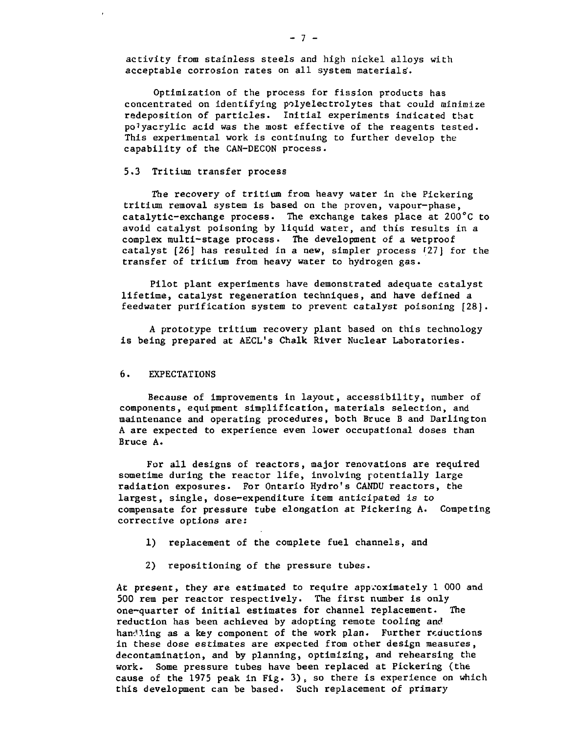activity from stainless steels and high nickel alloys with acceptable corrosion rates on all system materials.

Optimization of the process for fission products has concentrated on identifying polyelectrolytes that could minimize redeposition of particles. Initial experiments indicated that polyacrylic acid was the most effective of the reagents tested. This experimental work is continuing to further develop the capability of the CAN-DECON process.

### 5.3 Tritium transfer process

The recovery of tritium from heavy water in the Pickering tritium removal system is based on the proven, vapour-phase, catalytic-exchange process. The exchange takes place at 200°C to avoid catalyst poisoning by liquid water, and this results in a complex multi-stage process. The development of a wetproof catalyst [26] has resulted in a new, simpler process [27] for the transfer of tritium from heavy water to hydrogen gas.

Pilot plant experiments have demonstrated adequate catalyst lifetime, catalyst regeneration techniques, and have defined a feedwater purification system to prevent catalyst poisoning [28].

A prototype tritium recovery plant based on this technology is being prepared at AECL's Chalk River Nuclear Laboratories.

## 6. EXPECTATIONS

Because of improvements in layout, accessibility, number of components, equipment simplification, materials selection, and maintenance and operating procedures, both Bruce B and Darlington A are expected to experience even lower occupational doses than Bruce A.

For all designs of reactors, major renovations are required sometime during the reactor life, involving potentially large radiation exposures. For Ontario Hydro's CANDU reactors, the largest, single, dose-expenditure item anticipated is to compensate for pressure tube elongation at Pickering A. Competing corrective options are:

1) replacement of the complete fuel channels, and

2) repositioning of the pressure tubes.

At present, they are estimated to require approximately 1 000 and 500 rem per reactor respectively. The first number is only one-quarter of initial estimates for channel replacement. The reduction has been achieved by adopting remote tooling and handling as a key component of the work plan. Further reductions in these dose estimates are expected from other design measures, decontamination, and by planning, optimizing, and rehearsing the work. Some pressure tubes have been replaced at Pickering (the cause of the 1975 peak in Fig. 3), so there is experience on which this development can be based. Such replacement of primary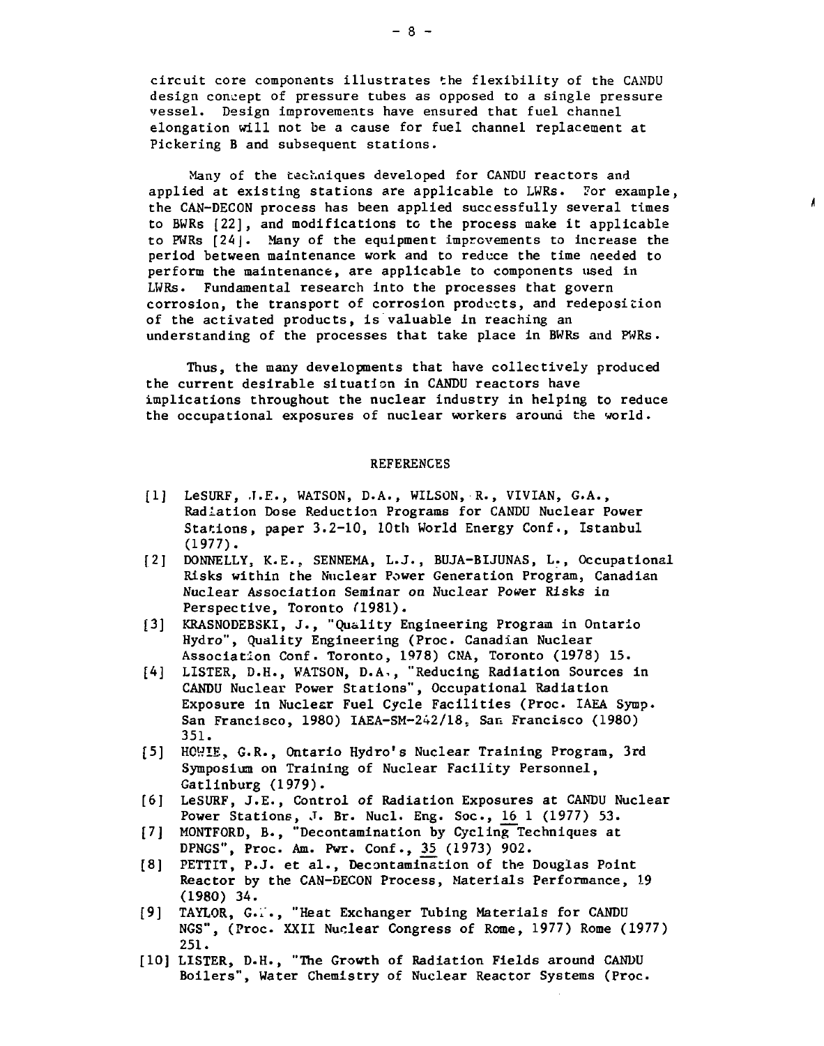circuit core components illustrates the flexibility of the CANDU design concept of pressure tubes as opposed to a single pressure vessel. Design improvements have ensured that fuel channel elongation will not be a cause for fuel channel replacement at Pickering B and subsequent stations.

Many of the techniques developed for CANDU reactors and applied at existing stations are applicable to LWRs. For example, the CAN-DECON process has been applied successfully several times to BWRs [22], and modifications to the process make it applicable to PWRs [24]. Many of the equipment improvements to increase the period between maintenance work and to reduce the time needed to perform the maintenance, are applicable to components used in LWRs. Fundamental research into the processes that govern corrosion, the transport of corrosion products, and redeposition of the activated products, is valuable in reaching an understanding of the processes that take place in BWRs and PWRs.

Thus, the many developments that have collectively produced the current desirable situation in CANDU reactors have implications throughout the nuclear industry in helping to reduce the occupational exposures of nuclear workers around the world.

## REFERENCES

[1] LeSURF, J.E., WATSON, D.A., WILSON, R., VIVIAN, G.A., Radiation Dose Reduction Programs for CANDU Nuclear Power Stations, paper 3.2-10, 10th World Energy Conf., Istanbul (1977).

[2] DONNELLY, K.E., SENNEMA, L.J., BUJA-BIJUNAS, L., Occupational Risks within the Nuclear Power Generation Program, Canadian Nuclear Association Seminar on Nuclear Power Risks in Perspective, Toronto (1981).

[3] KRASNODEBSKI, J., "Quality Engineering Program in Ontario Hydro", Quality Engineering (Proc. Canadian Nuclear Association Conf. Toronto, 1978) CNA, Toronto (1978) 15.

[4] LISTER, D.H., WATSON, D.A., "Reducing Radiation Sources in CANDU Nuclear Power Stations", Occupational Radiation Exposure in Nuclear Fuel Cycle Facilities (Proc. IAEA Symp. San Francisco, 1980) IAEA-SM-242/18, San Francisco (1980) 351.

[5] HOWIE, G.R., Ontario Hydro's Nuclear Training Program, 3rd Symposium on Training of Nuclear Facility Personnel, Gatlinburg (1979).

[6] LeSURF, J.E., Control of Radiation Exposures at CANDU Nuclear Power Stations, J. Br. Nucl. Eng. Soc., 16 1 (1977) 53.

[7] MONTFORD, B., "Decontamination by Cycling Techniques at DPNGS", Proc. Am. Pwr. Conf., 35 (1973) 902.

[8] PETTIT, P.J. et al., Decontamination of the Douglas Point Reactor by the CAN-DECON Process, Materials Performance, 19 (1980) 34.

[9] TAYLOR, G.F., "Heat Exchanger Tubing Materials for CANDU NGS", (Proc. XXII Nuclear Congress of Rome, 1977) Rome (1977) 251.

[10] LISTER, D.H., "The Growth of Radiation Fields around CANDU Boilers", Water Chemistry of Nuclear Reactor Systems (Proc.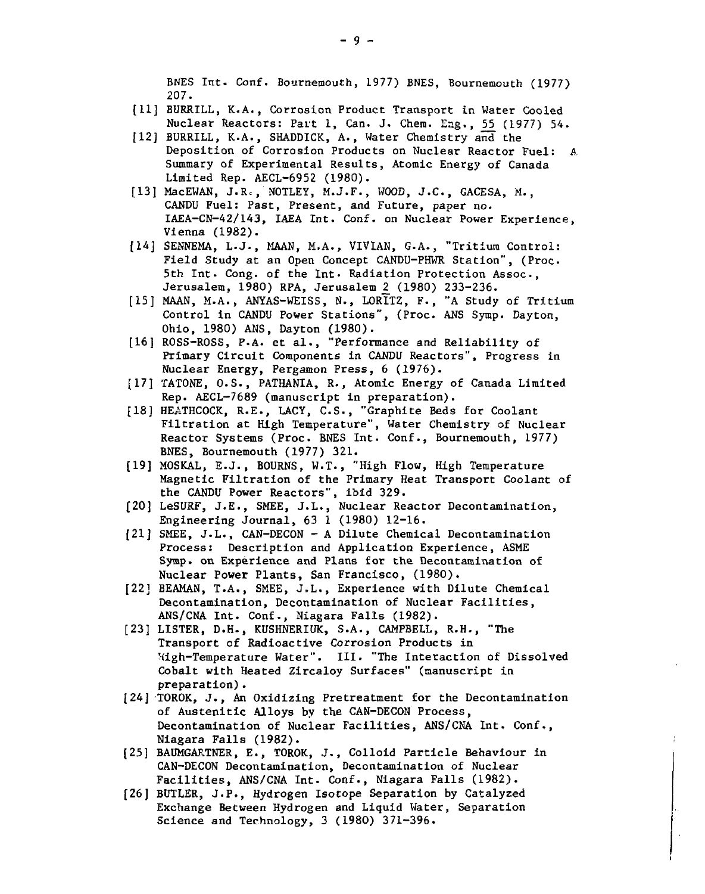BNES Int. Conf. Bournemouth, 1977) BNES, Bournemouth (1977) 207.

[11] BURRILL, K.A., Corrosion Product Transport in Water Cooled Nuclear Reactors: Part 1, Can. J. Chem. Eng., 55 (1977) 54.

[12] BURRILL, K.A., SHADDICK, A., Water Chemistry and the Deposition of Corrosion Products on Nuclear Reactor Fuel: A Summary of Experimental Results, Atomic Energy of Canada Limited Rep. AECL-6952 (1980).

[13] MacEWAN, J.R., NOTLEY, M.J.F., WOOD, J.C., GACESA, M., CANDU Fuel: Past, Present, and Future, paper no. IAEA-CN-42/143, IAEA Int. Conf. on Nuclear Power Experience, Vienna (1982).

[14] SENNEMA, L.J., MAAN, M.A., VIVIAN, G.A., "Tritium Control: Field Study at an Open Concept CANDU-PHWR Station", (Proc. 5th Int. Cong. of the Int. Radiation Protection Assoc., Jerusalem, 1980) RPA, Jerusalem 2 (1980) 233-236.

[15] MAAN, M.A., ANYAS-WEISS, N., LORITZ, F., "A Study of Tritium Control in CANDU Power Stations", (Proc. ANS Symp. Dayton, Ohio, 1980) ANS, Dayton (1980).

[16] ROSS-ROSS, P.A. et al., "Performance and Reliability of Primary Circuit Components in CANDU Reactors", Progress in Nuclear Energy, Pergamon Press, 6 (1976).

[17] TATONE, O.S., PATHANIA, R., Atomic Energy of Canada Limited Rep. AECL-7689 (manuscript in preparation).

[18] HEATHCOCK, R.E., LACY, C.S., "Graphite Beds for Coolant Filtration at High Temperature", Water Chemistry of Nuclear Reactor Systems (Proc. BNES Int. Conf., Bournemouth, 1977) BNES, Bournemouth (1977) 321.

[19] MOSKAL, E.J., BOURNS, W.T., "High Flow, High Temperature Magnetic Filtration of the Primary Heat Transport Coolant of the CANDU Power Reactors", ibid 329.

[20] LeSURF, J.E., SMEE, J.L., Nuclear Reactor Decontamination, Engineering Journal, 63 1 (1980) 12-16.

[21] SMEE, J.L., CAN-DECON - A Dilute Chemical Decontamination Process: Description and Application Experience, ASME Symp. on Experience and Plans for the Decontamination of Nuclear Power Plants, San Francisco, (1980).

[22] BEAMAN, T.A., SMEE, J.L., Experience with Dilute Chemical Decontamination, Decontamination of Nuclear Facilities, ANS/CNA Int. Conf., Niagara Falls (1982).

[23] LISTER, D.H., KUSHNERIUK, S.A., CAMPBELL, R.H., "The Transport of Radioactive Corrosion Products in High-Temperature Water". III. "The Interaction of Dissolved Cobalt with Heated Zircaloy Surfaces" (manuscript in preparation).

[24] TOROK, J., An Oxidizing Pretreatment for the Decontamination of Austenitic Alloys by the CAN-DECON Process, Decontamination of Nuclear Facilities, ANS/CNA Int. Conf., Niagara Falls (1982).

[25] BAUMGARTNER, E., TOROK, J., Colloid Particle Behaviour in CAN-DECON Decontamination, Decontamination of Nuclear Facilities, ANS/CNA Int. Conf., Niagara Falls (1982).

[26] BUTLER, J.P., Hydrogen Isotope Separation by Catalyzed Exchange Between Hydrogen and Liquid Water, Separation Science and Technology, 3 (1980) 371-396.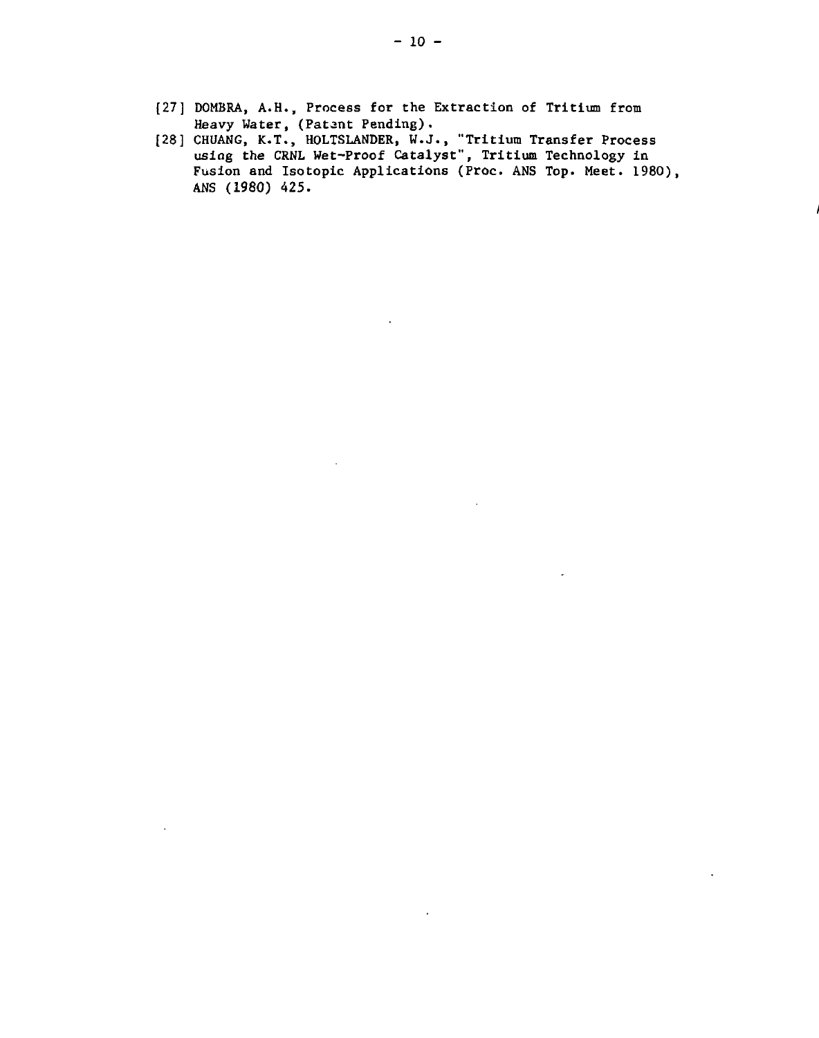[27] DOMBRA, A.H., Process for the Extraction of Tritium from Heavy Water, (Patent Pending).

[28] CHUANG, K.T., HOLTSLANDER, W.J., "Tritium Transfer Process using the CRNL Wet-Proof Catalyst", Tritium Technology in Fusion and Isotopic Applications (Proc. ANS Top. Meet. 1980), ANS (1980) 425.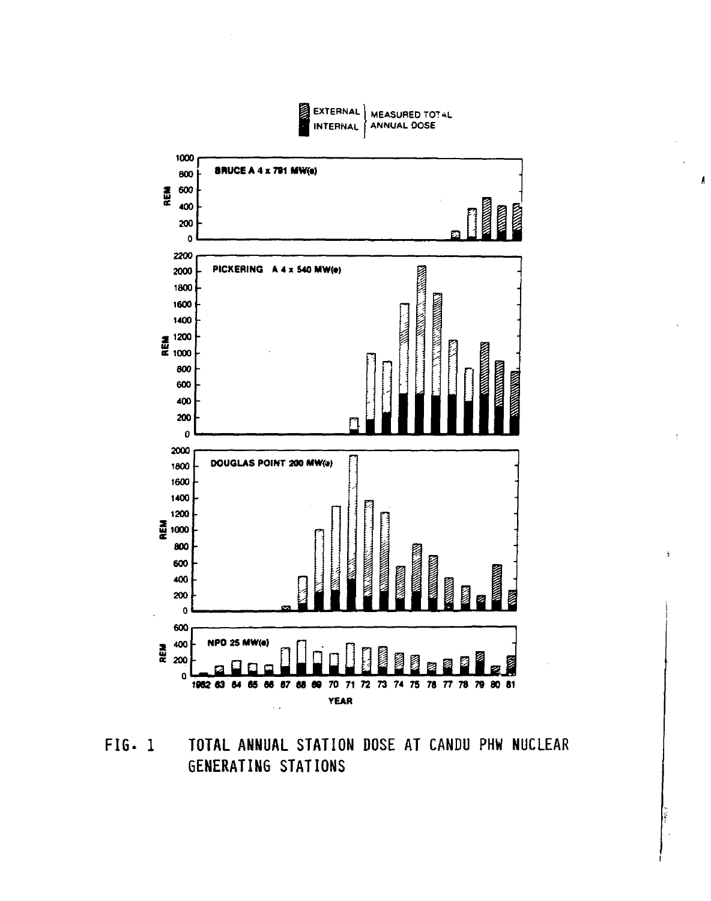FIG. 1 TOTAL ANNUAL STATION DOSE AT CANDU PHW NUCLEAR GENERATING STATIONS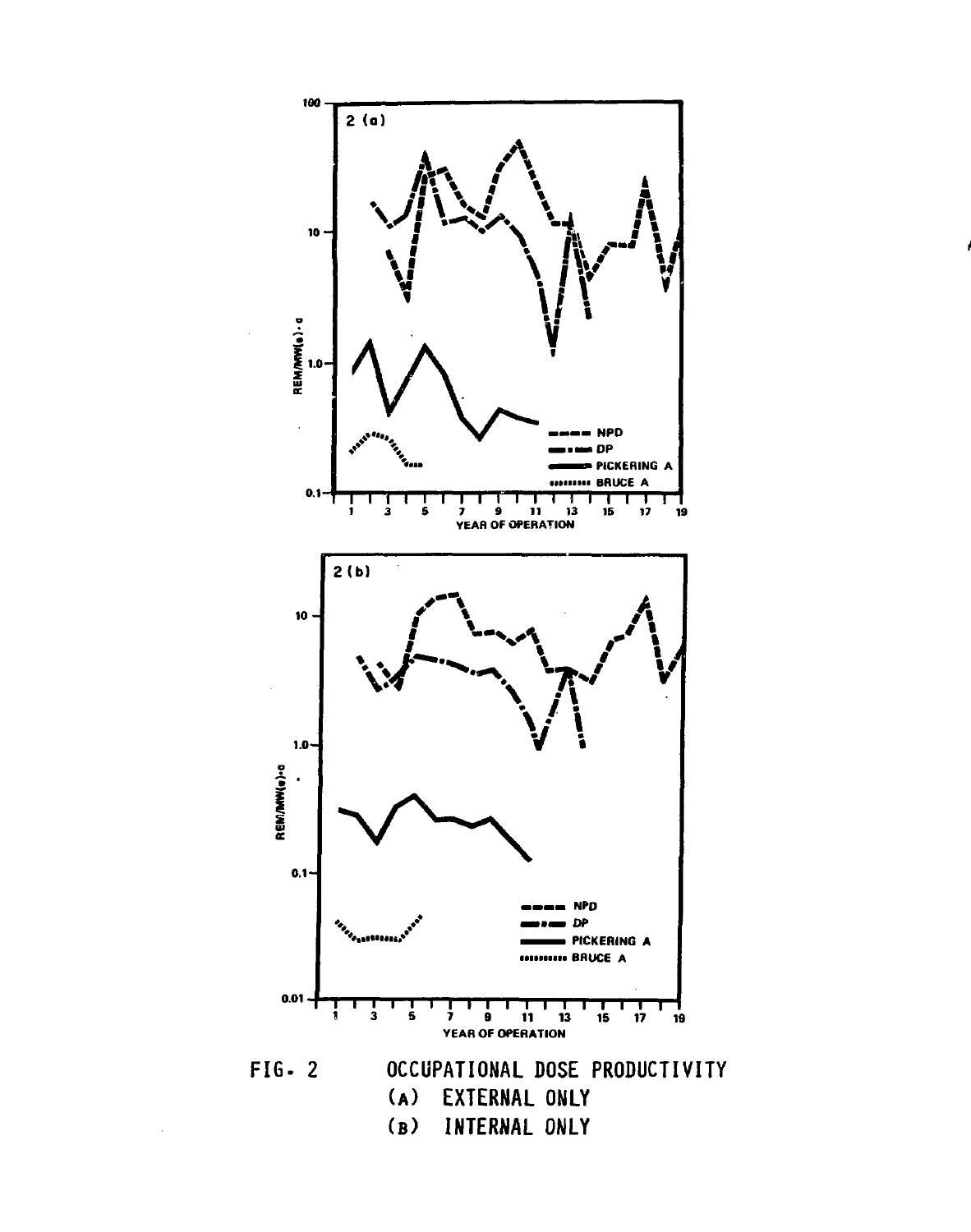FIG. 2 OCCUPATIONAL DOSE PRODUCTIVITY

(A) EXTERNAL ONLY

(B) INTERNAL ONLY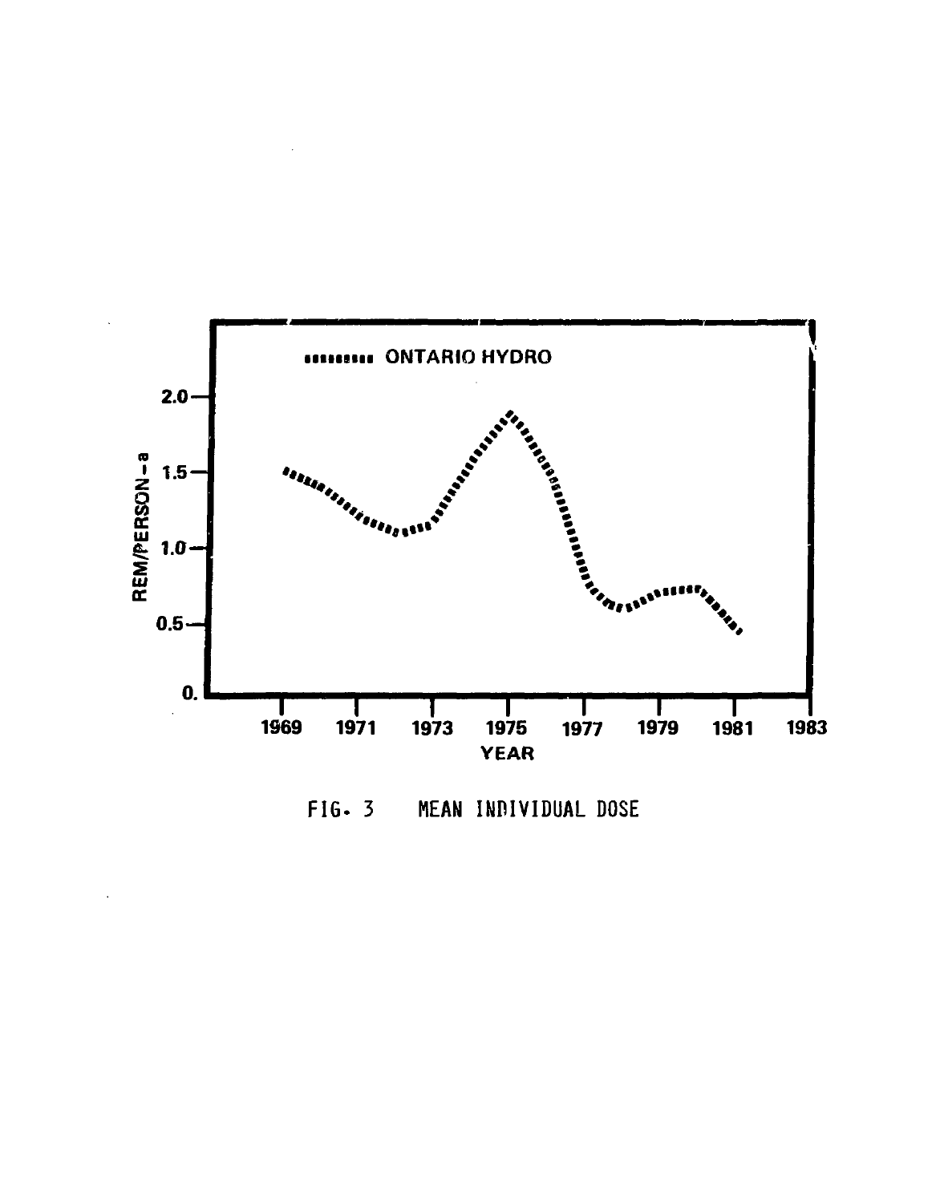FIG. 3 MEAN INDIVIDUAL DOSE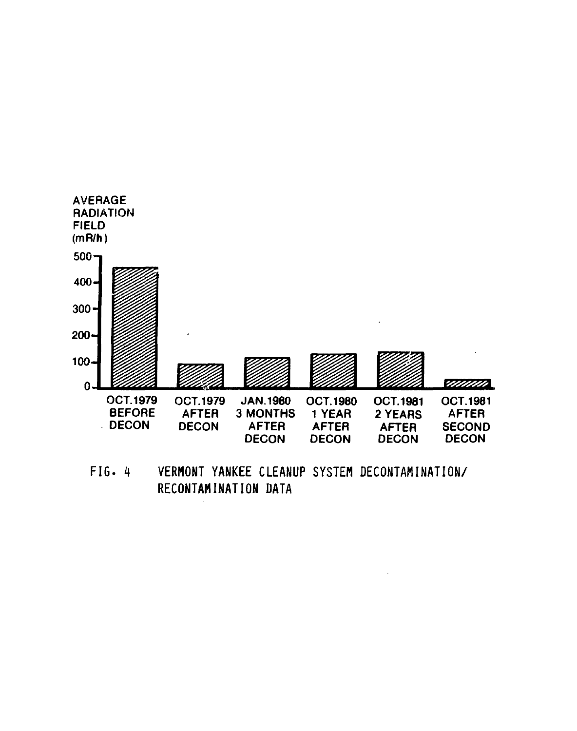AVERAGE RADIATION FIELD (mR/h)

| | OCT.1979 BEFORE DECON | OCT.1979 AFTER DECON | JAN.1980 3 MONTHS AFTER DECON | OCT.1980 1 YEAR AFTER DECON | OCT.1981 2 YEARS AFTER DECON | OCT.1981 AFTER SECOND DECON |
|---|---|---|---|---|---|---|

FIG. 4 VERMONT YANKEE CLEANUP SYSTEM DECONTAMINATION/ RECONTAMINATION DATA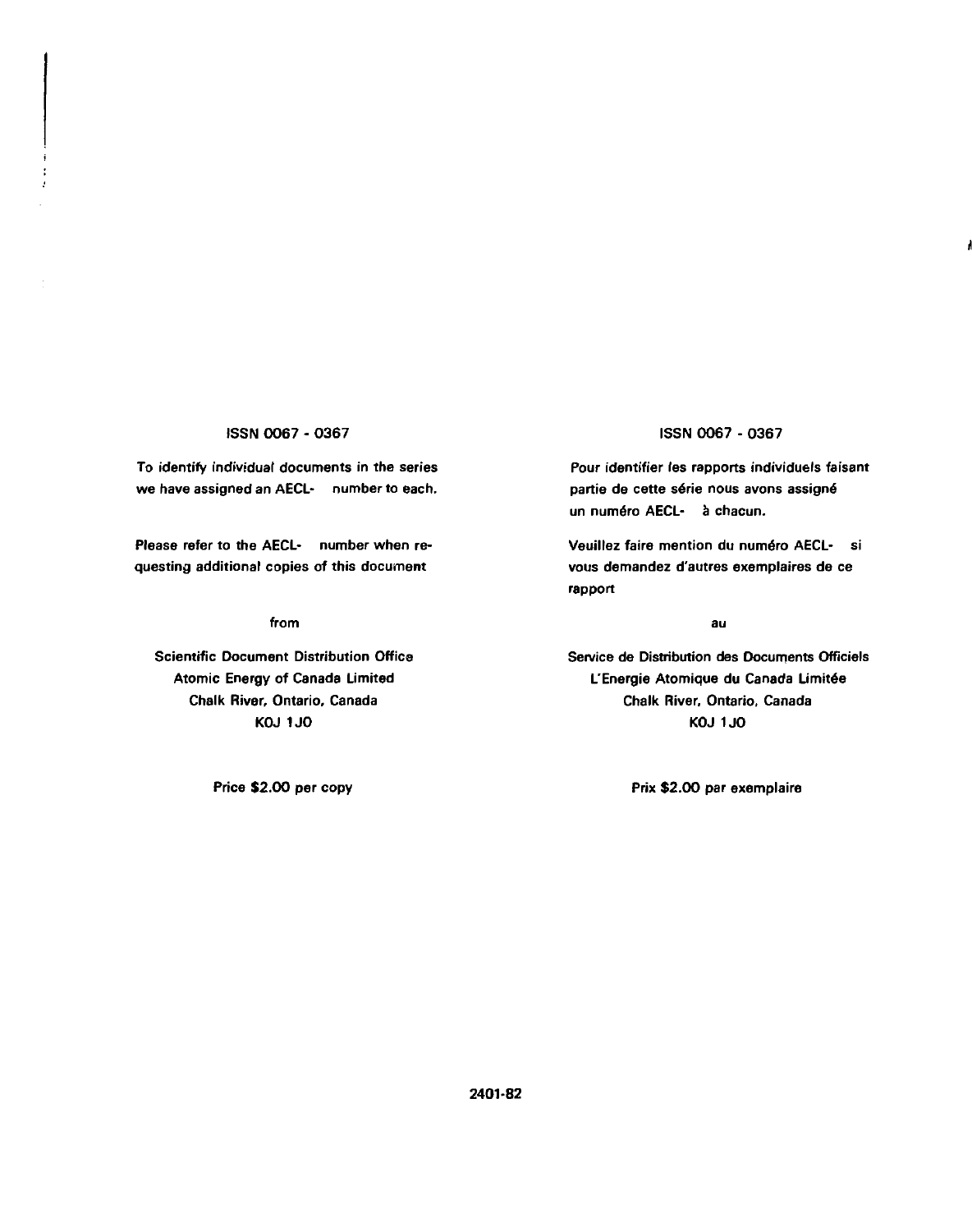ISSN 0067 - 0367

To identify individual documents in the series we have assigned an AECL- number to each.

Please refer to the AECL- number when requesting additional copies of this document

from

Scientific Document Distribution Office
Atomic Energy of Canada Limited
Chalk River, Ontario, Canada
K0J 1J0

Price $2.00 per copy

ISSN 0067 - 0367

Pour identifier les rapports individuels faisant partie de cette série nous avons assigné un numéro AECL- à chacun.

Veuillez faire mention du numéro AECL- si vous demandez d'autres exemplaires de ce rapport

au

Service de Distribution des Documents Officiels
L'Energie Atomique du Canada Limitée
Chalk River, Ontario, Canada
K0J 1J0

Prix $2.00 par exemplaire

2401-82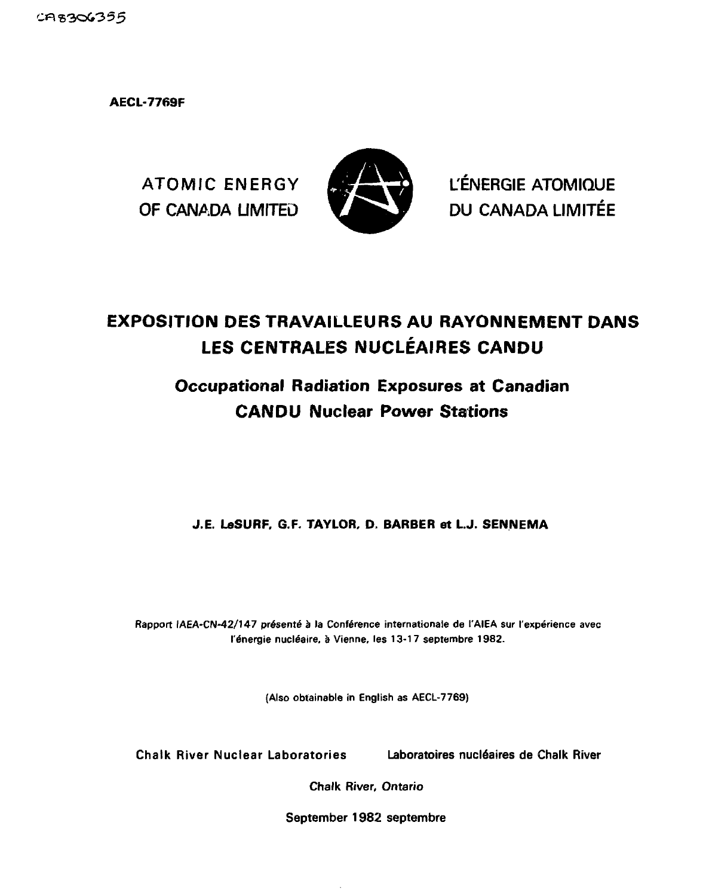CA8306355

**AECL-7769F**

ATOMIC ENERGY OF CANADA LIMITED

L'ÉNERGIE ATOMIQUE DU CANADA LIMITÉE

# EXPOSITION DES TRAVAILLEURS AU RAYONNEMENT DANS LES CENTRALES NUCLÉAIRES CANDU

## *Occupational Radiation Exposures at Canadian CANDU Nuclear Power Stations*

**J.E. LeSURF, G.F. TAYLOR, D. BARBER et L.J. SENNEMA**

Rapport IAEA-CN-42/147 présenté à la Conférence internationale de l'AIEA sur l'expérience avec l'énergie nucléaire, à Vienne, les 13-17 septembre 1982.

(Also obtainable in English as AECL-7769)

Chalk River Nuclear Laboratories

Laboratoires nucléaires de Chalk River

*Chalk River, Ontario*

September 1982 septembre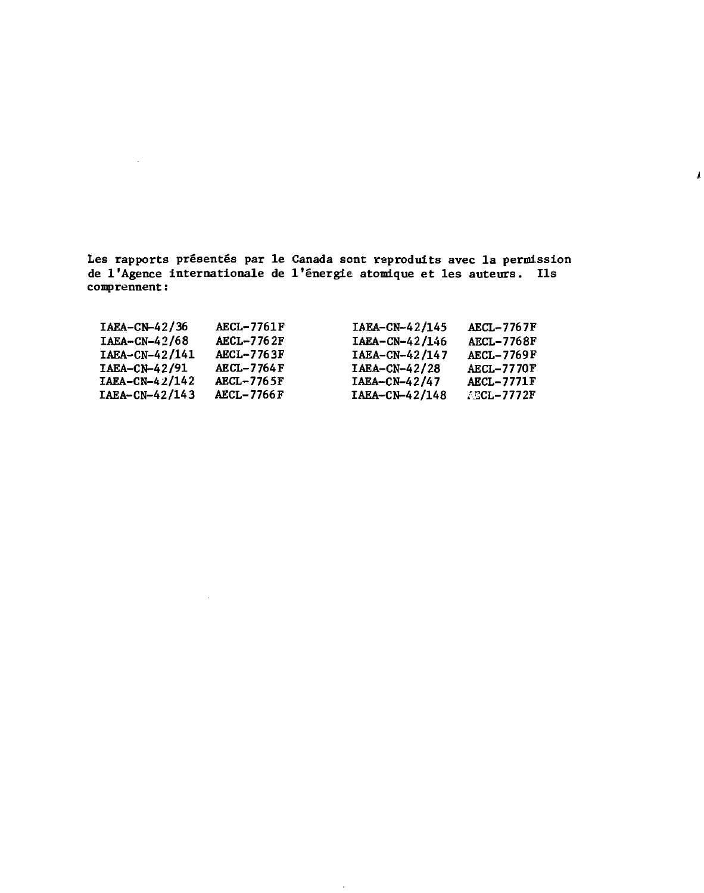Les rapports présentés par le Canada sont reproduits avec la permission de l'Agence internationale de l'énergie atomique et les auteurs. Ils comprennent:

| | | | |
|---|---|---|---|
| IAEA-CN-42/36 | AECL-7761F | IAEA-CN-42/145 | AECL-7767F |
| IAEA-CN-42/68 | AECL-7762F | IAEA-CN-42/146 | AECL-7768F |
| IAEA-CN-42/141 | AECL-7763F | IAEA-CN-42/147 | AECL-7769F |
| IAEA-CN-42/91 | AECL-7764F | IAEA-CN-42/28 | AECL-7770F |
| IAEA-CN-42/142 | AECL-7765F | IAEA-CN-42/47 | AECL-7771F |
| IAEA-CN-42/143 | AECL-7766F | IAEA-CN-42/148 | AECL-7772F |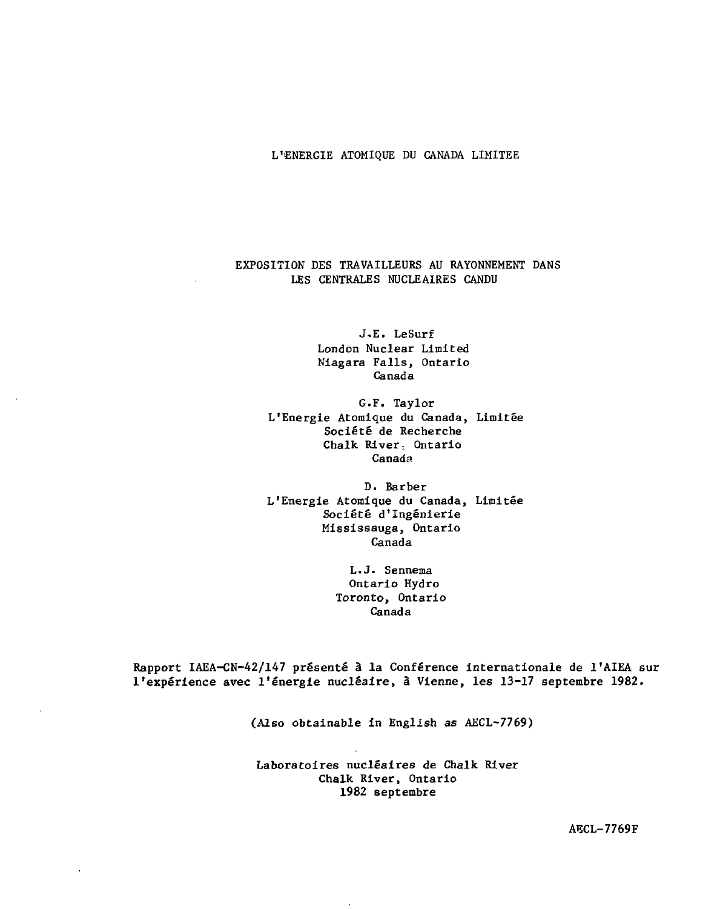L'ENERGIE ATOMIQUE DU CANADA LIMITEE

# EXPOSITION DES TRAVAILLEURS AU RAYONNEMENT DANS LES CENTRALES NUCLEAIRES CANDU

J.E. LeSurf
London Nuclear Limited
Niagara Falls, Ontario
Canada

G.F. Taylor
L'Energie Atomique du Canada, Limitée
Société de Recherche
Chalk River, Ontario
Canada

D. Barber
L'Energie Atomique du Canada, Limitée
Société d'Ingénierie
Mississauga, Ontario
Canada

L.J. Sennema
Ontario Hydro
Toronto, Ontario
Canada

Rapport IAEA-CN-42/147 présenté à la Conférence internationale de l'AIEA sur l'expérience avec l'énergie nucléaire, à Vienne, les 13-17 septembre 1982.

(Also obtainable in English as AECL-7769)

Laboratoires nucléaires de Chalk River
Chalk River, Ontario
1982 septembre

AECL-7769F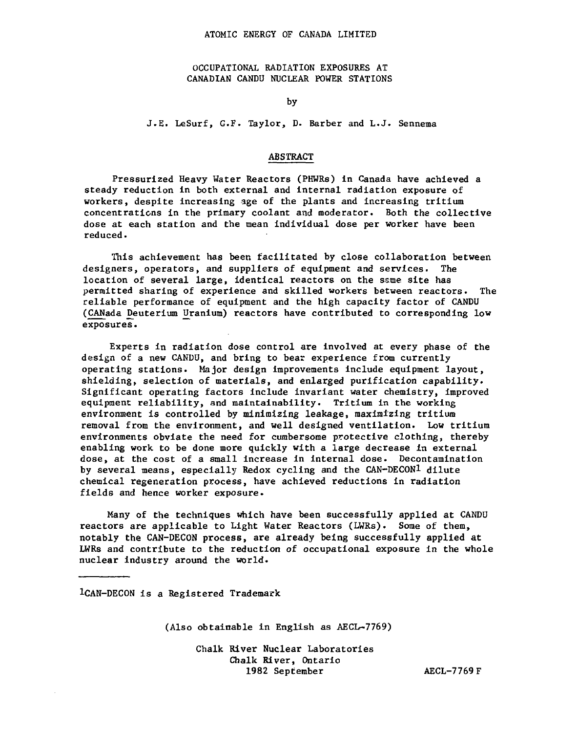ATOMIC ENERGY OF CANADA LIMITED

# OCCUPATIONAL RADIATION EXPOSURES AT CANADIAN CANDU NUCLEAR POWER STATIONS

by

J.E. LeSurf, G.F. Taylor, D. Barber and L.J. Sennema

## ABSTRACT

Pressurized Heavy Water Reactors (PHWRs) in Canada have achieved a steady reduction in both external and internal radiation exposure of workers, despite increasing age of the plants and increasing tritium concentrations in the primary coolant and moderator. Both the collective dose at each station and the mean individual dose per worker have been reduced.

This achievement has been facilitated by close collaboration between designers, operators, and suppliers of equipment and services. The location of several large, identical reactors on the same site has permitted sharing of experience and skilled workers between reactors. The reliable performance of equipment and the high capacity factor of CANDU (CANada Deuterium Uranium) reactors have contributed to corresponding low exposures.

Experts in radiation dose control are involved at every phase of the design of a new CANDU, and bring to bear experience from currently operating stations. Major design improvements include equipment layout, shielding, selection of materials, and enlarged purification capability. Significant operating factors include invariant water chemistry, improved equipment reliability, and maintainability. Tritium in the working environment is controlled by minimizing leakage, maximizing tritium removal from the environment, and well designed ventilation. Low tritium environments obviate the need for cumbersome protective clothing, thereby enabling work to be done more quickly with a large decrease in external dose, at the cost of a small increase in internal dose. Decontamination by several means, especially Redox cycling and the CAN-DECON[1] dilute chemical regeneration process, have achieved reductions in radiation fields and hence worker exposure.

Many of the techniques which have been successfully applied at CANDU reactors are applicable to Light Water Reactors (LWRs). Some of them, notably the CAN-DECON process, are already being successfully applied at LWRs and contribute to the reduction of occupational exposure in the whole nuclear industry around the world.

---

[1]CAN-DECON is a Registered Trademark

(Also obtainable in English as AECL-7769)

Chalk River Nuclear Laboratories
Chalk River, Ontario
1982 September

AECL-7769 F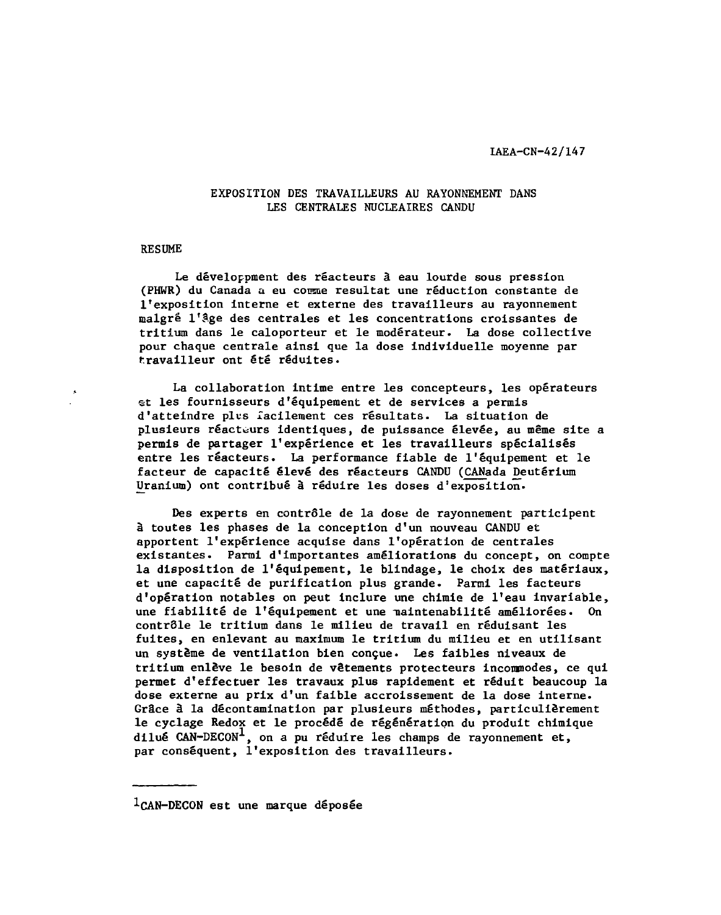IAEA-CN-42/147

# EXPOSITION DES TRAVAILLEURS AU RAYONNEMENT DANS LES CENTRALES NUCLEAIRES CANDU

## RESUME

Le développement des réacteurs à eau lourde sous pression (PHWR) du Canada a eu comme resultat une réduction constante de l'exposition interne et externe des travailleurs au rayonnement malgré l'âge des centrales et les concentrations croissantes de tritium dans le caloporteur et le modérateur. La dose collective pour chaque centrale ainsi que la dose individuelle moyenne par travailleur ont été réduites.

La collaboration intime entre les concepteurs, les opérateurs et les fournisseurs d'équipement et de services a permis d'atteindre plus facilement ces résultats. La situation de plusieurs réacteurs identiques, de puissance élevée, au même site a permis de partager l'expérience et les travailleurs spécialisés entre les réacteurs. La performance fiable de l'équipement et le facteur de capacité élevé des réacteurs CANDU (CANada Deutérium Uranium) ont contribué à réduire les doses d'exposition.

Des experts en contrôle de la dose de rayonnement participent à toutes les phases de la conception d'un nouveau CANDU et apportent l'expérience acquise dans l'opération de centrales existantes. Parmi d'importantes améliorations du concept, on compte la disposition de l'équipement, le blindage, le choix des matériaux, et une capacité de purification plus grande. Parmi les facteurs d'opération notables on peut inclure une chimie de l'eau invariable, une fiabilité de l'équipement et une maintenabilité améliorées. On contrôle le tritium dans le milieu de travail en réduisant les fuites, en enlevant au maximum le tritium du milieu et en utilisant un système de ventilation bien conçue. Les faibles niveaux de tritium enlève le besoin de vêtements protecteurs incommodes, ce qui permet d'effectuer les travaux plus rapidement et réduit beaucoup la dose externe au prix d'un faible accroissement de la dose interne. Grâce à la décontamination par plusieurs méthodes, particulièrement le cyclage Redox et le procédé de régénération du produit chimique dilué CAN-DECON[1], on a pu réduire les champs de rayonnement et, par conséquent, l'exposition des travailleurs.

---

[1] CAN-DECON est une marque déposée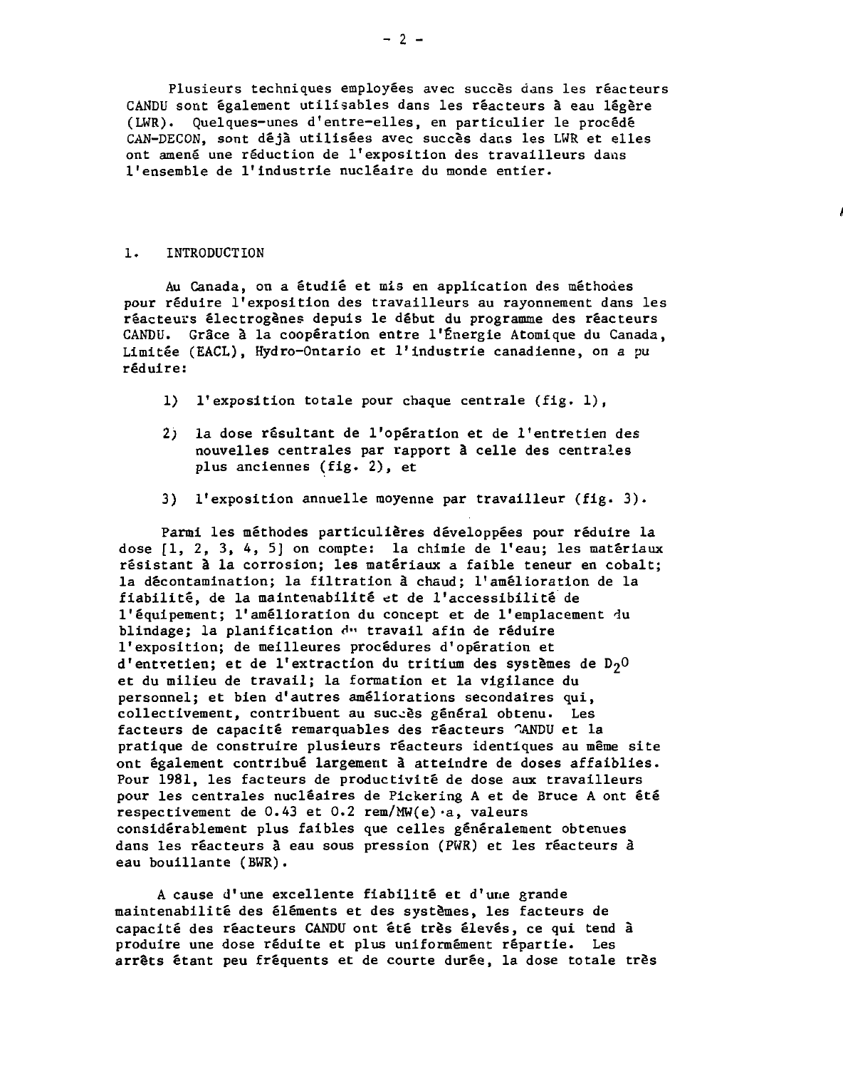Plusieurs techniques employées avec succès dans les réacteurs CANDU sont également utilisables dans les réacteurs à eau légère (LWR). Quelques-unes d'entre-elles, en particulier le procédé CAN-DECON, sont déjà utilisées avec succès dans les LWR et elles ont amené une réduction de l'exposition des travailleurs dans l'ensemble de l'industrie nucléaire du monde entier.

## 1. INTRODUCTION

Au Canada, on a étudié et mis en application des méthodes pour réduire l'exposition des travailleurs au rayonnement dans les réacteurs électrogènes depuis le début du programme des réacteurs CANDU. Grâce à la coopération entre l'Énergie Atomique du Canada, Limitée (EACL), Hydro-Ontario et l'industrie canadienne, on a pu réduire:

1) l'exposition totale pour chaque centrale (fig. 1),

2) la dose résultant de l'opération et de l'entretien des nouvelles centrales par rapport à celle des centrales plus anciennes (fig. 2), et

3) l'exposition annuelle moyenne par travailleur (fig. 3).

Parmi les méthodes particulières développées pour réduire la dose [1, 2, 3, 4, 5] on compte: la chimie de l'eau; les matériaux résistant à la corrosion; les matériaux a faible teneur en cobalt; la décontamination; la filtration à chaud; l'amélioration de la fiabilité, de la maintenabilité et de l'accessibilité de l'équipement; l'amélioration du concept et de l'emplacement du blindage; la planification du travail afin de réduire l'exposition; de meilleures procédures d'opération et d'entretien; et de l'extraction du tritium des systèmes de $D_2O$ et du milieu de travail; la formation et la vigilance du personnel; et bien d'autres améliorations secondaires qui, collectivement, contribuent au succès général obtenu. Les facteurs de capacité remarquables des réacteurs CANDU et la pratique de construire plusieurs réacteurs identiques au même site ont également contribué largement à atteindre de doses affaiblies. Pour 1981, les facteurs de productivité de dose aux travailleurs pour les centrales nucléaires de Pickering A et de Bruce A ont été respectivement de 0.43 et 0.2 rem/MW(e)·a, valeurs considérablement plus faibles que celles généralement obtenues dans les réacteurs à eau sous pression (PWR) et les réacteurs à eau bouillante (BWR).

A cause d'une excellente fiabilité et d'une grande maintenabilité des éléments et des systèmes, les facteurs de capacité des réacteurs CANDU ont été très élevés, ce qui tend à produire une dose réduite et plus uniformément répartie. Les arrêts étant peu fréquents et de courte durée, la dose totale très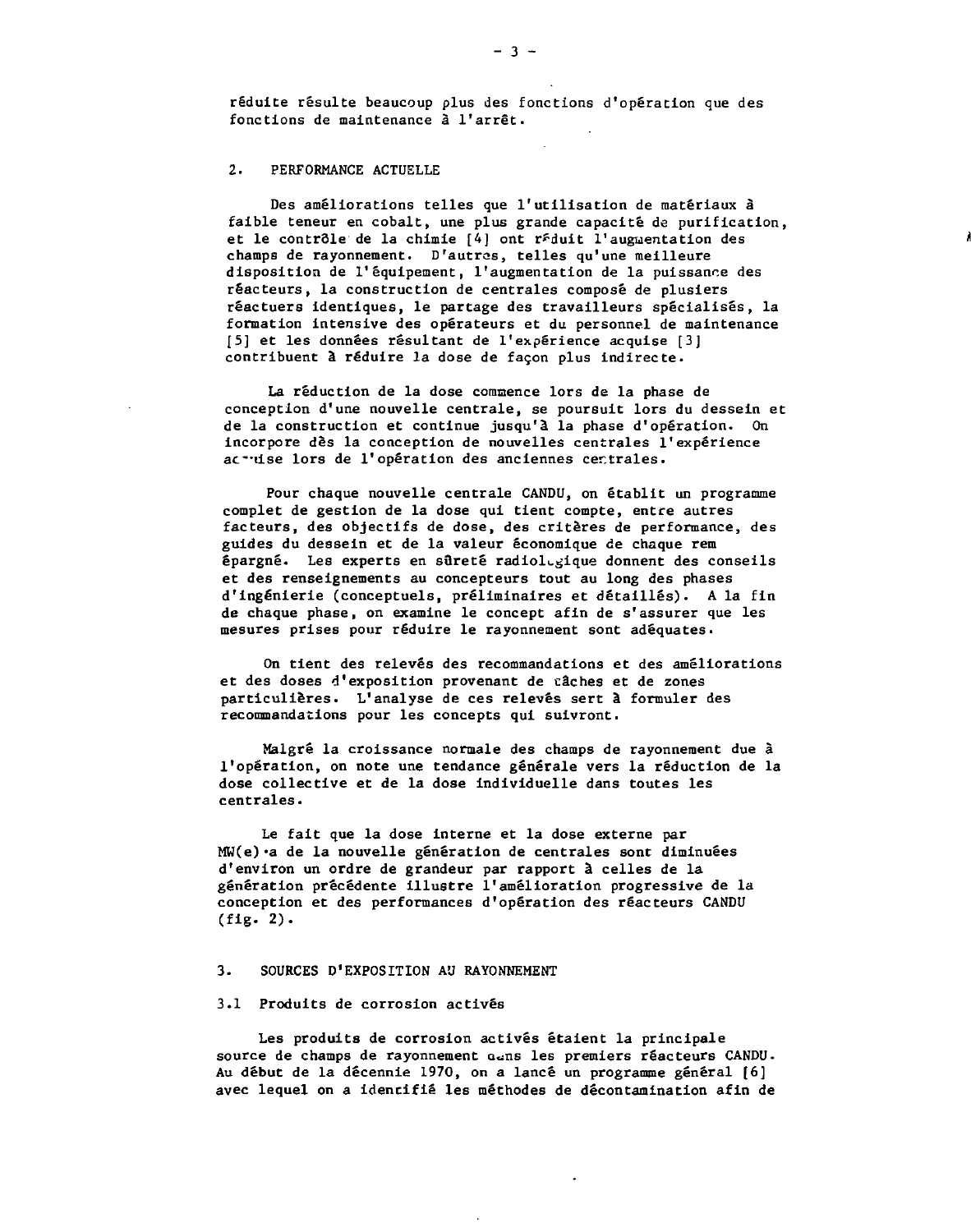réduite résulte beaucoup plus des fonctions d'opération que des fonctions de maintenance à l'arrêt.

## 2. PERFORMANCE ACTUELLE

Des améliorations telles que l'utilisation de matériaux à faible teneur en cobalt, une plus grande capacité de purification, et le contrôle de la chimie [4] ont réduit l'augmentation des champs de rayonnement. D'autres, telles qu'une meilleure disposition de l'équipement, l'augmentation de la puissance des réacteurs, la construction de centrales composé de plusiers réactuers identiques, le partage des travailleurs spécialisés, la formation intensive des opérateurs et du personnel de maintenance [5] et les données résultant de l'expérience acquise [3] contribuent à réduire la dose de façon plus indirecte.

La réduction de la dose commence lors de la phase de conception d'une nouvelle centrale, se poursuit lors du dessein et de la construction et continue jusqu'à la phase d'opération. On incorpore dès la conception de nouvelles centrales l'expérience acquise lors de l'opération des anciennes centrales.

Pour chaque nouvelle centrale CANDU, on établit un programme complet de gestion de la dose qui tient compte, entre autres facteurs, des objectifs de dose, des critères de performance, des guides du dessein et de la valeur économique de chaque rem épargné. Les experts en sûreté radiologique donnent des conseils et des renseignements au concepteurs tout au long des phases d'ingénierie (conceptuels, préliminaires et détaillés). A la fin de chaque phase, on examine le concept afin de s'assurer que les mesures prises pour réduire le rayonnement sont adéquates.

On tient des relevés des recommandations et des améliorations et des doses d'exposition provenant de tâches et de zones particulières. L'analyse de ces relevés sert à formuler des recommandations pour les concepts qui suivront.

Malgré la croissance normale des champs de rayonnement due à l'opération, on note une tendance générale vers la réduction de la dose collective et de la dose individuelle dans toutes les centrales.

Le fait que la dose interne et la dose externe par MW(e)·a de la nouvelle génération de centrales sont diminuées d'environ un ordre de grandeur par rapport à celles de la génération précédente illustre l'amélioration progressive de la conception et des performances d'opération des réacteurs CANDU (fig. 2).

## 3. SOURCES D'EXPOSITION AU RAYONNEMENT

### 3.1 Produits de corrosion activés

Les produits de corrosion activés étaient la principale source de champs de rayonnement dans les premiers réacteurs CANDU. Au début de la décennie 1970, on a lancé un programme général [6] avec lequel on a identifié les méthodes de décontamination afin de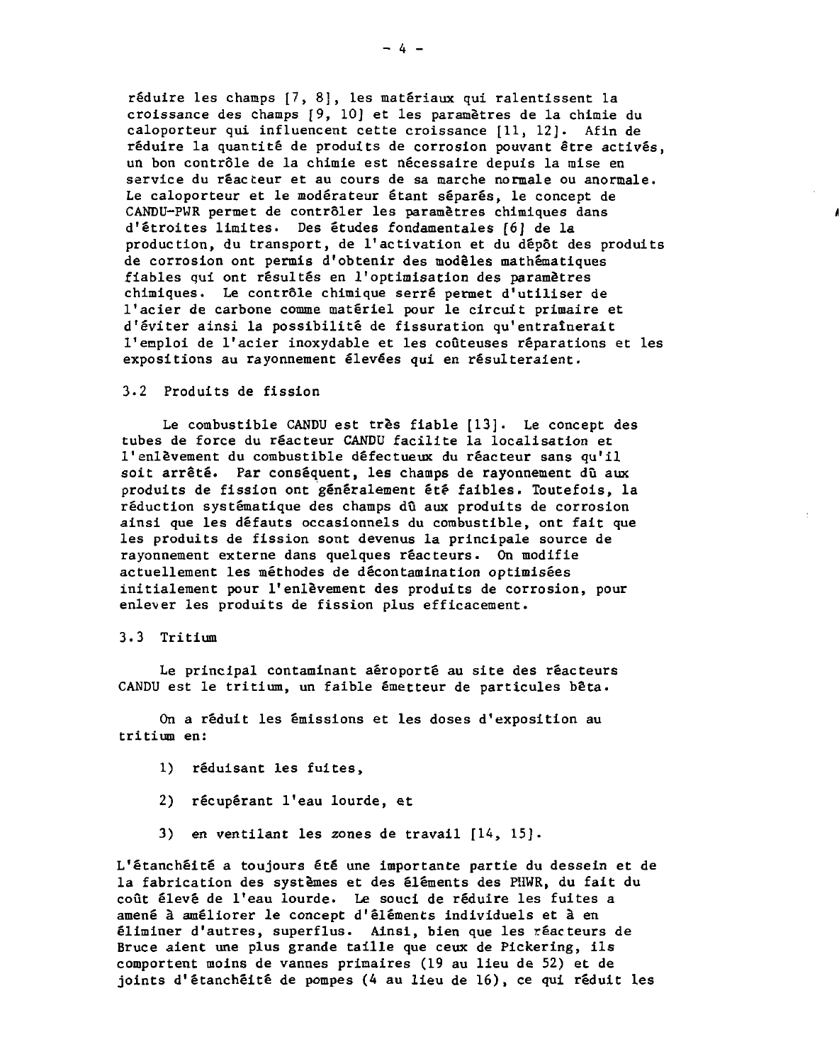réduire les champs [7, 8], les matériaux qui ralentissent la croissance des champs [9, 10] et les paramètres de la chimie du caloporteur qui influencent cette croissance [11, 12]. Afin de réduire la quantité de produits de corrosion pouvant être activés, un bon contrôle de la chimie est nécessaire depuis la mise en service du réacteur et au cours de sa marche normale ou anormale. Le caloporteur et le modérateur étant séparés, le concept de CANDU-PWR permet de contrôler les paramètres chimiques dans d'étroites limites. Des études fondamentales [6] de la production, du transport, de l'activation et du dépôt des produits de corrosion ont permis d'obtenir des modèles mathématiques fiables qui ont résultés en l'optimisation des paramètres chimiques. Le contrôle chimique serré permet d'utiliser de l'acier de carbone comme matériel pour le circuit primaire et d'éviter ainsi la possibilité de fissuration qu'entraînerait l'emploi de l'acier inoxydable et les coûteuses réparations et les expositions au rayonnement élevées qui en résulteraient.

### 3.2 Produits de fission

Le combustible CANDU est très fiable [13]. Le concept des tubes de force du réacteur CANDU facilite la localisation et l'enlèvement du combustible défectueux du réacteur sans qu'il soit arrêté. Par conséquent, les champs de rayonnement dû aux produits de fission ont généralement été faibles. Toutefois, la réduction systématique des champs dû aux produits de corrosion ainsi que les défauts occasionnels du combustible, ont fait que les produits de fission sont devenus la principale source de rayonnement externe dans quelques réacteurs. On modifie actuellement les méthodes de décontamination optimisées initialement pour l'enlèvement des produits de corrosion, pour enlever les produits de fission plus efficacement.

### 3.3 Tritium

Le principal contaminant aéroporté au site des réacteurs CANDU est le tritium, un faible émetteur de particules bêta.

On a réduit les émissions et les doses d'exposition au tritium en:

1) réduisant les fuites,

2) récupérant l'eau lourde, et

3) en ventilant les zones de travail [14, 15].

L'étanchéité a toujours été une importante partie du dessein et de la fabrication des systèmes et des éléments des PHWR, du fait du coût élevé de l'eau lourde. Le souci de réduire les fuites a amené à améliorer le concept d'éléments individuels et à en éliminer d'autres, superflus. Ainsi, bien que les réacteurs de Bruce aient une plus grande taille que ceux de Pickering, ils comportent moins de vannes primaires (19 au lieu de 52) et de joints d'étanchéité de pompes (4 au lieu de 16), ce qui réduit les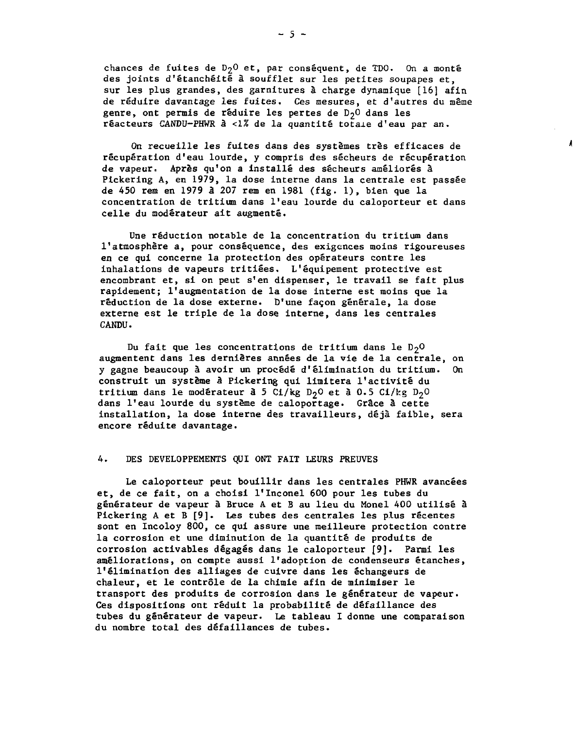chances de fuites de $D_2O$ et, par conséquent, de TDO. On a monté des joints d'étanchéité à soufflet sur les petites soupapes et, sur les plus grandes, des garnitures à charge dynamique [16] afin de réduire davantage les fuites. Ces mesures, et d'autres du même genre, ont permis de réduire les pertes de $D_2O$ dans les réacteurs CANDU-PHWR à <1% de la quantité totale d'eau par an.

On recueille les fuites dans des systèmes très efficaces de récupération d'eau lourde, y compris des sécheurs de récupération de vapeur. Après qu'on a installé des sécheurs améliorés à Pickering A, en 1979, la dose interne dans la centrale est passée de 450 rem en 1979 à 207 rem en 1981 (fig. 1), bien que la concentration de tritium dans l'eau lourde du caloporteur et dans celle du modérateur ait augmenté.

Une réduction notable de la concentration du tritium dans l'atmosphère a, pour conséquence, des exigences moins rigoureuses en ce qui concerne la protection des opérateurs contre les inhalations de vapeurs tritiées. L'équipement protective est encombrant et, si on peut s'en dispenser, le travail se fait plus rapidement; l'augmentation de la dose interne est moins que la réduction de la dose externe. D'une façon générale, la dose externe est le triple de la dose interne, dans les centrales CANDU.

Du fait que les concentrations de tritium dans le $D_2O$ augmentent dans les dernières années de la vie de la centrale, on y gagne beaucoup à avoir un procédé d'élimination du tritium. On construit un système à Pickering qui limitera l'activité du tritium dans le modérateur à 5 Ci/kg $D_2O$ et à 0.5 Ci/kg $D_2O$ dans l'eau lourde du système de caloportage. Grâce à cette installation, la dose interne des travailleurs, déjà faible, sera encore réduite davantage.

## 4. DES DEVELOPPEMENTS QUI ONT FAIT LEURS PREUVES

Le caloporteur peut bouillir dans les centrales PHWR avancées et, de ce fait, on a choisi l'Inconel 600 pour les tubes du générateur de vapeur à Bruce A et B au lieu du Monel 400 utilisé à Pickering A et B [9]. Les tubes des centrales les plus récentes sont en Incoloy 800, ce qui assure une meilleure protection contre la corrosion et une diminution de la quantité de produits de corrosion activables dégagés dans le caloporteur [9]. Parmi les améliorations, on compte aussi l'adoption de condenseurs étanches, l'élimination des alliages de cuivre dans les échangeurs de chaleur, et le contrôle de la chimie afin de minimiser le transport des produits de corrosion dans le générateur de vapeur. Ces dispositions ont réduit la probabilité de défaillance des tubes du générateur de vapeur. Le tableau I donne une comparaison du nombre total des défaillances de tubes.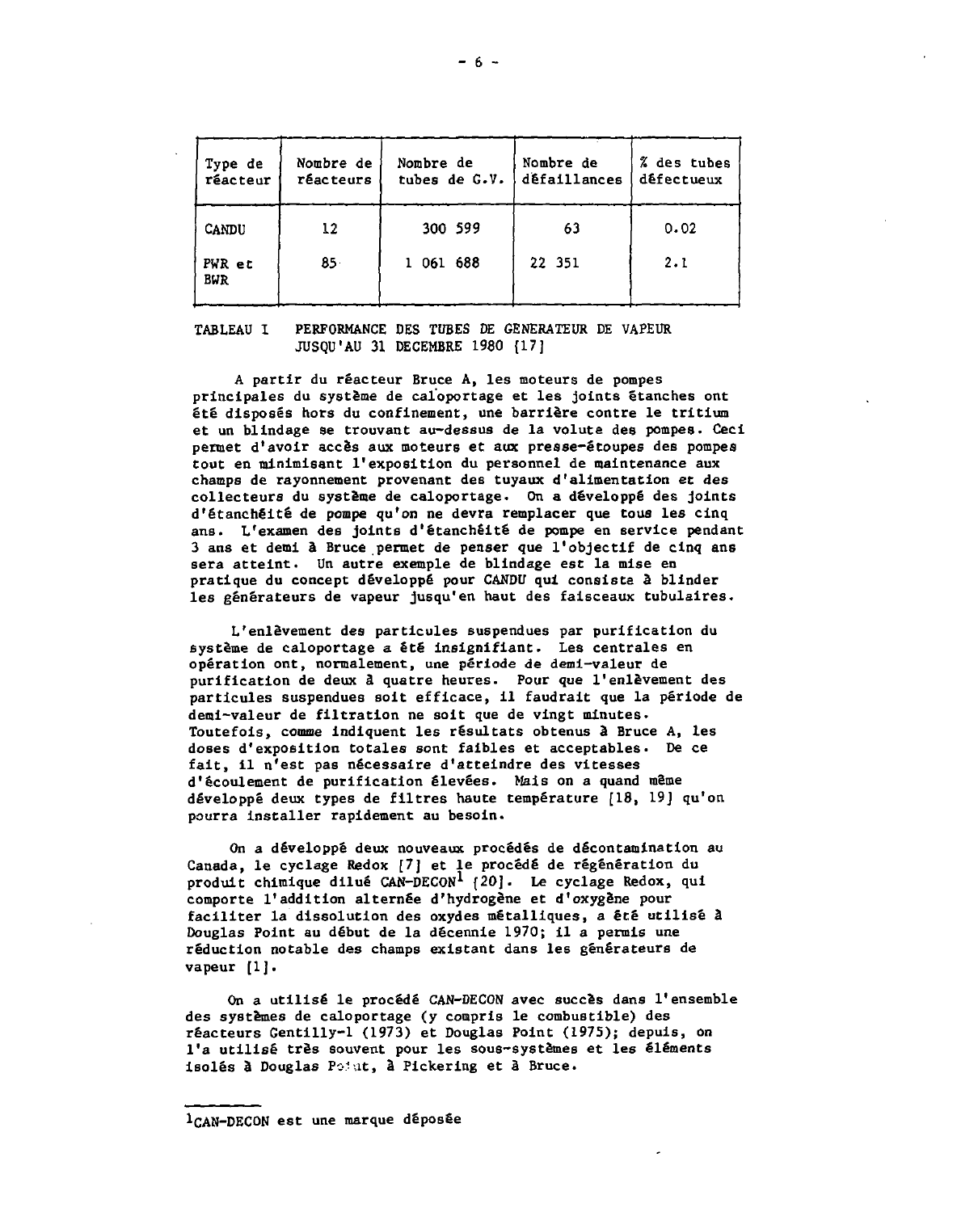| Type de réacteur | Nombre de réacteurs | Nombre de tubes de G.V. | Nombre de défaillances | % des tubes défectueux |
|---|---|---|---|---|
| CANDU | 12 | 300 599 | 63 | 0.02 |
| PWR et BWR | 85 | 1 061 688 | 22 351 | 2.1 |

TABLEAU I PERFORMANCE DES TUBES DE GENERATEUR DE VAPEUR JUSQU'AU 31 DECEMBRE 1980 [17]

A partir du réacteur Bruce A, les moteurs de pompes principales du système de caloportage et les joints étanches ont été disposés hors du confinement, une barrière contre le tritium et un blindage se trouvant au-dessus de la volute des pompes. Ceci permet d'avoir accès aux moteurs et aux presse-étoupes des pompes tout en minimisant l'exposition du personnel de maintenance aux champs de rayonnement provenant des tuyaux d'alimentation et des collecteurs du système de caloportage. On a développé des joints d'étanchéité de pompe qu'on ne devra remplacer que tous les cinq ans. L'examen des joints d'étanchéité de pompe en service pendant 3 ans et demi à Bruce permet de penser que l'objectif de cinq ans sera atteint. Un autre exemple de blindage est la mise en pratique du concept développé pour CANDU qui consiste à blinder les générateurs de vapeur jusqu'en haut des faisceaux tubulaires.

L'enlèvement des particules suspendues par purification du système de caloportage a été insignifiant. Les centrales en opération ont, normalement, une période de demi-valeur de purification de deux à quatre heures. Pour que l'enlèvement des particules suspendues soit efficace, il faudrait que la période de demi-valeur de filtration ne soit que de vingt minutes. Toutefois, comme indiquent les résultats obtenus à Bruce A, les doses d'exposition totales sont faibles et acceptables. De ce fait, il n'est pas nécessaire d'atteindre des vitesses d'écoulement de purification élevées. Mais on a quand même développé deux types de filtres haute température [18, 19] qu'on pourra installer rapidement au besoin.

On a développé deux nouveaux procédés de décontamination au Canada, le cyclage Redox [7] et le procédé de régénération du produit chimique dilué CAN-DECON[1] [20]. Le cyclage Redox, qui comporte l'addition alternée d'hydrogène et d'oxygène pour faciliter la dissolution des oxydes métalliques, a été utilisé à Douglas Point au début de la décennie 1970; il a permis une réduction notable des champs existant dans les générateurs de vapeur [1].

On a utilisé le procédé CAN-DECON avec succès dans l'ensemble des systèmes de caloportage (y compris le combustible) des réacteurs Gentilly-1 (1973) et Douglas Point (1975); depuis, on l'a utilisé très souvent pour les sous-systèmes et les éléments isolés à Douglas Point, à Pickering et à Bruce.

---

[1] CAN-DECON est une marque déposée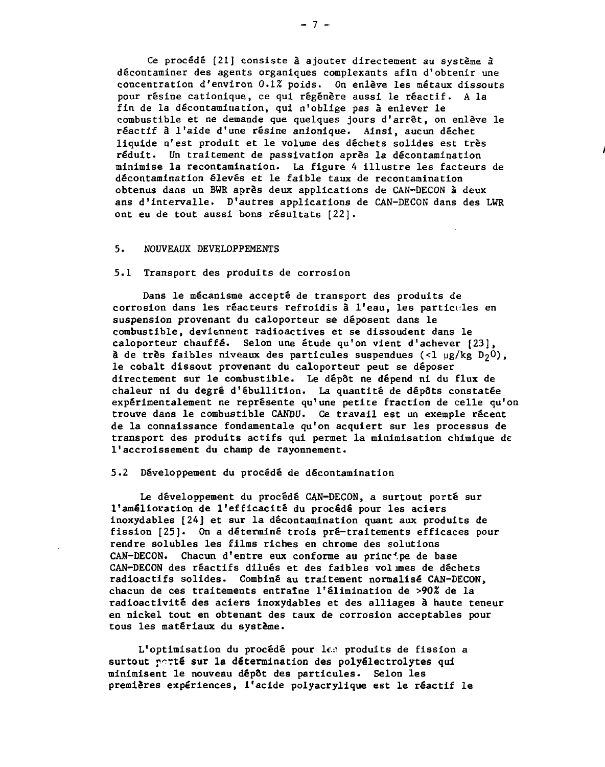Ce procédé [21] consiste à ajouter directement au système à décontaminer des agents organiques complexants afin d'obtenir une concentration d'environ 0.1% poids. On enlève les métaux dissouts pour résine cationique, ce qui régénère aussi le réactif. A la fin de la décontamination, qui n'oblige pas à enlever le combustible et ne demande que quelques jours d'arrêt, on enlève le réactif à l'aide d'une résine anionique. Ainsi, aucun déchet liquide n'est produit et le volume des déchets solides est très réduit. Un traitement de passivation après la décontamination minimise la recontamination. La figure 4 illustre les facteurs de décontamination élevés et le faible taux de recontamination obtenus dans un BWR après deux applications de CAN-DECON à deux ans d'intervalle. D'autres applications de CAN-DECON dans des LWR ont eu de tout aussi bons résultats [22].

## 5. NOUVEAUX DEVELOPPEMENTS

### 5.1 Transport des produits de corrosion

Dans le mécanisme accepté de transport des produits de corrosion dans les réacteurs refroidis à l'eau, les particules en suspension provenant du caloporteur se déposent dans le combustible, deviennent radioactives et se dissoudent dans le caloporteur chauffé. Selon une étude qu'on vient d'achever [23], à de très faibles niveaux des particules suspendues (<1 μg/kg $D_2O$), le cobalt dissout provenant du caloporteur peut se déposer directement sur le combustible. Le dépôt ne dépend ni du flux de chaleur ni du degré d'ébullition. La quantité de dépôts constatée expérimentalement ne représente qu'une petite fraction de celle qu'on trouve dans le combustible CANDU. Ce travail est un exemple récent de la connaissance fondamentale qu'on acquiert sur les processus de transport des produits actifs qui permet la minimisation chimique de l'accroissement du champ de rayonnement.

### 5.2 Développement du procédé de décontamination

Le développement du procédé CAN-DECON, a surtout porté sur l'amélioration de l'efficacité du procédé pour les aciers inoxydables [24] et sur la décontamination quant aux produits de fission [25]. On a déterminé trois pré-traitements efficaces pour rendre solubles les films riches en chrome des solutions CAN-DECON. Chacun d'entre eux conforme au principe de base CAN-DECON des réactifs dilués et des faibles volumes de déchets radioactifs solides. Combiné au traitement normalisé CAN-DECON, chacun de ces traitements entraîne l'élimination de >90% de la radioactivité des aciers inoxydables et des alliages à haute teneur en nickel tout en obtenant des taux de corrosion acceptables pour tous les matériaux du système.

L'optimisation du procédé pour les produits de fission a surtout porté sur la détermination des polyélectrolytes qui minimisent le nouveau dépôt des particules. Selon les premières expériences, l'acide polyacrylique est le réactif le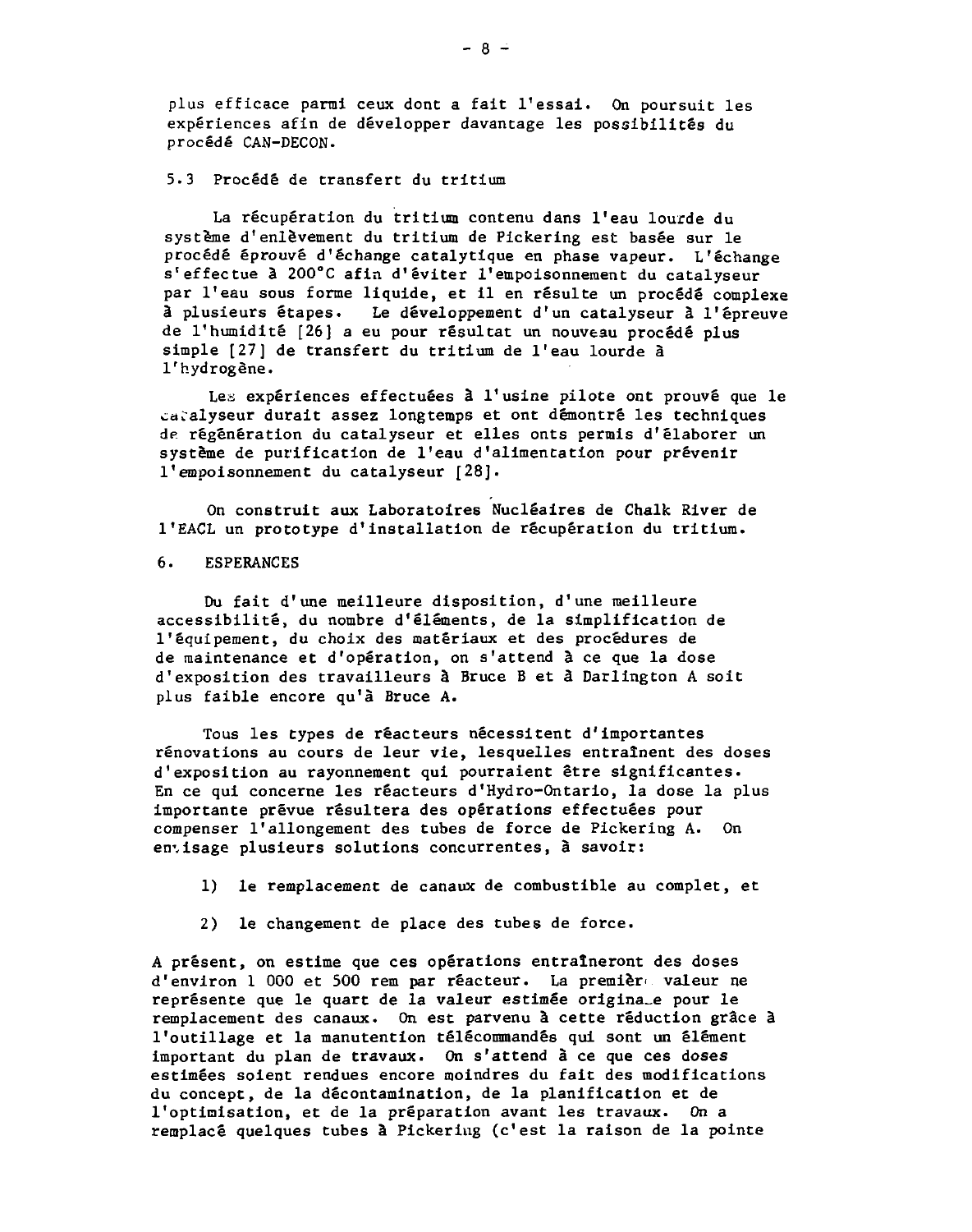plus efficace parmi ceux dont a fait l'essai. On poursuit les expériences afin de développer davantage les possibilités du procédé CAN-DECON.

### 5.3 Procédé de transfert du tritium

La récupération du tritium contenu dans l'eau lourde du système d'enlèvement du tritium de Pickering est basée sur le procédé éprouvé d'échange catalytique en phase vapeur. L'échange s'effectue à 200°C afin d'éviter l'empoisonnement du catalyseur par l'eau sous forme liquide, et il en résulte un procédé complexe à plusieurs étapes. Le développement d'un catalyseur à l'épreuve de l'humidité [26] a eu pour résultat un nouveau procédé plus simple [27] de transfert du tritium de l'eau lourde à l'hydrogène.

Les expériences effectuées à l'usine pilote ont prouvé que le catalyseur durait assez longtemps et ont démontré les techniques de régénération du catalyseur et elles onts permis d'élaborer un système de purification de l'eau d'alimentation pour prévenir l'empoisonnement du catalyseur [28].

On construit aux Laboratoires Nucléaires de Chalk River de l'EACL un prototype d'installation de récupération du tritium.

## 6. ESPERANCES

Du fait d'une meilleure disposition, d'une meilleure accessibilité, du nombre d'éléments, de la simplification de l'équipement, du choix des matériaux et des procédures de de maintenance et d'opération, on s'attend à ce que la dose d'exposition des travailleurs à Bruce B et à Darlington A soit plus faible encore qu'à Bruce A.

Tous les types de réacteurs nécessitent d'importantes rénovations au cours de leur vie, lesquelles entraînent des doses d'exposition au rayonnement qui pourraient être significantes. En ce qui concerne les réacteurs d'Hydro-Ontario, la dose la plus importante prévue résultera des opérations effectuées pour compenser l'allongement des tubes de force de Pickering A. On envisage plusieurs solutions concurrentes, à savoir:

1) le remplacement de canaux de combustible au complet, et

2) le changement de place des tubes de force.

A présent, on estime que ces opérations entraîneront des doses d'environ 1 000 et 500 rem par réacteur. La première valeur ne représente que le quart de la valeur estimée originale pour le remplacement des canaux. On est parvenu à cette réduction grâce à l'outillage et la manutention télécommandés qui sont un élément important du plan de travaux. On s'attend à ce que ces doses estimées soient rendues encore moindres du fait des modifications du concept, de la décontamination, de la planification et de l'optimisation, et de la préparation avant les travaux. On a remplacé quelques tubes à Pickering (c'est la raison de la pointe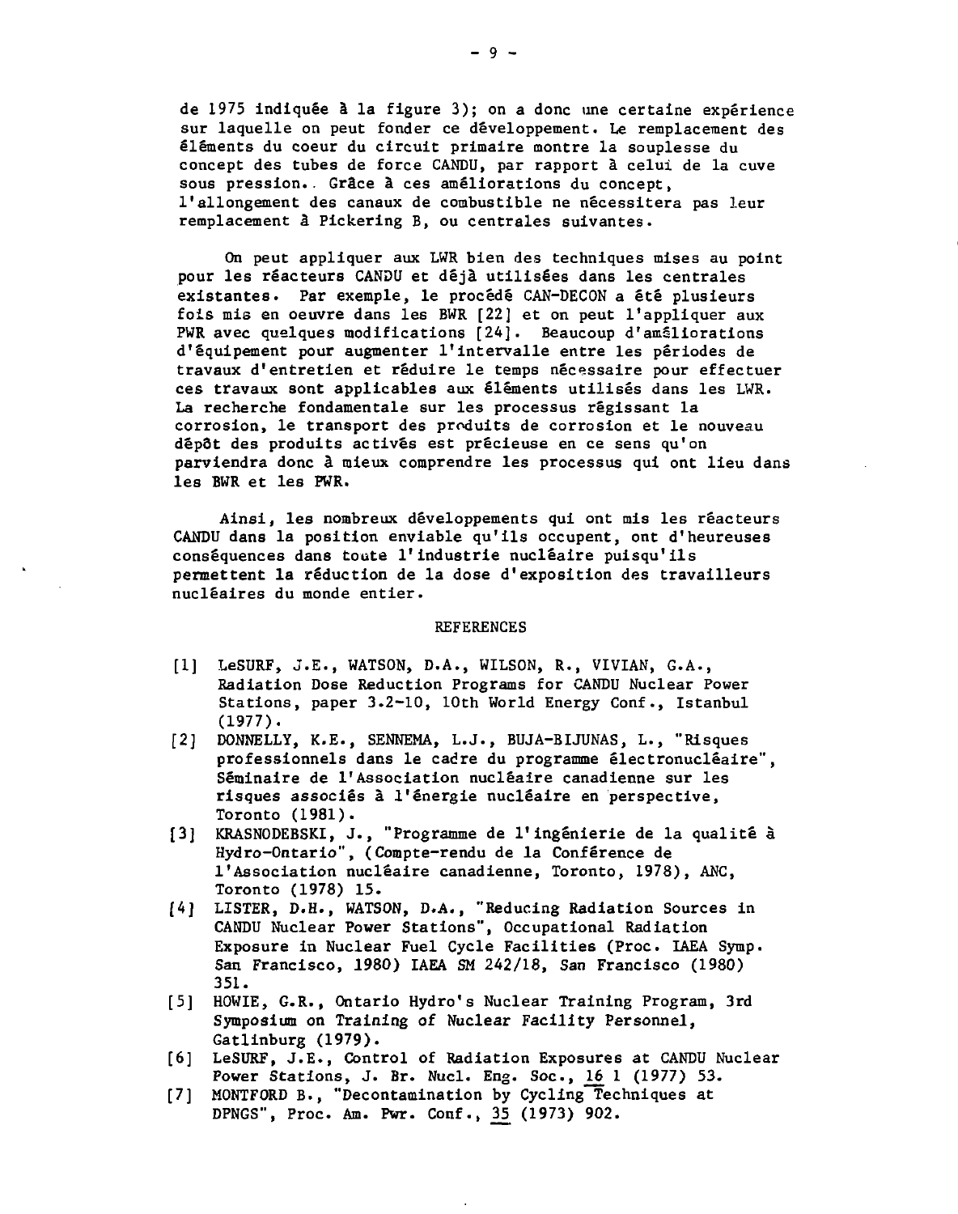de 1975 indiquée à la figure 3); on a donc une certaine expérience sur laquelle on peut fonder ce développement. Le remplacement des éléments du coeur du circuit primaire montre la souplesse du concept des tubes de force CANDU, par rapport à celui de la cuve sous pression. Grâce à ces améliorations du concept, l'allongement des canaux de combustible ne nécessitera pas leur remplacement à Pickering B, ou centrales suivantes.

On peut appliquer aux LWR bien des techniques mises au point pour les réacteurs CANDU et déjà utilisées dans les centrales existantes. Par exemple, le procédé CAN-DECON a été plusieurs fois mis en oeuvre dans les BWR [22] et on peut l'appliquer aux PWR avec quelques modifications [24]. Beaucoup d'améliorations d'équipement pour augmenter l'intervalle entre les périodes de travaux d'entretien et réduire le temps nécessaire pour effectuer ces travaux sont applicables aux éléments utilisés dans les LWR. La recherche fondamentale sur les processus régissant la corrosion, le transport des produits de corrosion et le nouveau dépôt des produits activés est précieuse en ce sens qu'on parviendra donc à mieux comprendre les processus qui ont lieu dans les BWR et les PWR.

Ainsi, les nombreux développements qui ont mis les réacteurs CANDU dans la position enviable qu'ils occupent, ont d'heureuses conséquences dans toute l'industrie nucléaire puisqu'ils permettent la réduction de la dose d'exposition des travailleurs nucléaires du monde entier.

## REFERENCES

[1] LeSURF, J.E., WATSON, D.A., WILSON, R., VIVIAN, G.A., Radiation Dose Reduction Programs for CANDU Nuclear Power Stations, paper 3.2-10, 10th World Energy Conf., Istanbul (1977).

[2] DONNELLY, K.E., SENNEMA, L.J., BUJA-BIJUNAS, L., "Risques professionnels dans le cadre du programme électronucléaire", Séminaire de l'Association nucléaire canadienne sur les risques associés à l'énergie nucléaire en perspective, Toronto (1981).

[3] KRASNODEBSKI, J., "Programme de l'ingénierie de la qualité à Hydro-Ontario", (Compte-rendu de la Conférence de l'Association nucléaire canadienne, Toronto, 1978), ANC, Toronto (1978) 15.

[4] LISTER, D.H., WATSON, D.A., "Reducing Radiation Sources in CANDU Nuclear Power Stations", Occupational Radiation Exposure in Nuclear Fuel Cycle Facilities (Proc. IAEA Symp. San Francisco, 1980) IAEA SM 242/18, San Francisco (1980) 351.

[5] HOWIE, G.R., Ontario Hydro's Nuclear Training Program, 3rd Symposium on Training of Nuclear Facility Personnel, Gatlinburg (1979).

[6] LeSURF, J.E., Control of Radiation Exposures at CANDU Nuclear Power Stations, J. Br. Nucl. Eng. Soc., 16 1 (1977) 53.

[7] MONTFORD B., "Decontamination by Cycling Techniques at DPNGS", Proc. Am. Pwr. Conf., 35 (1973) 902.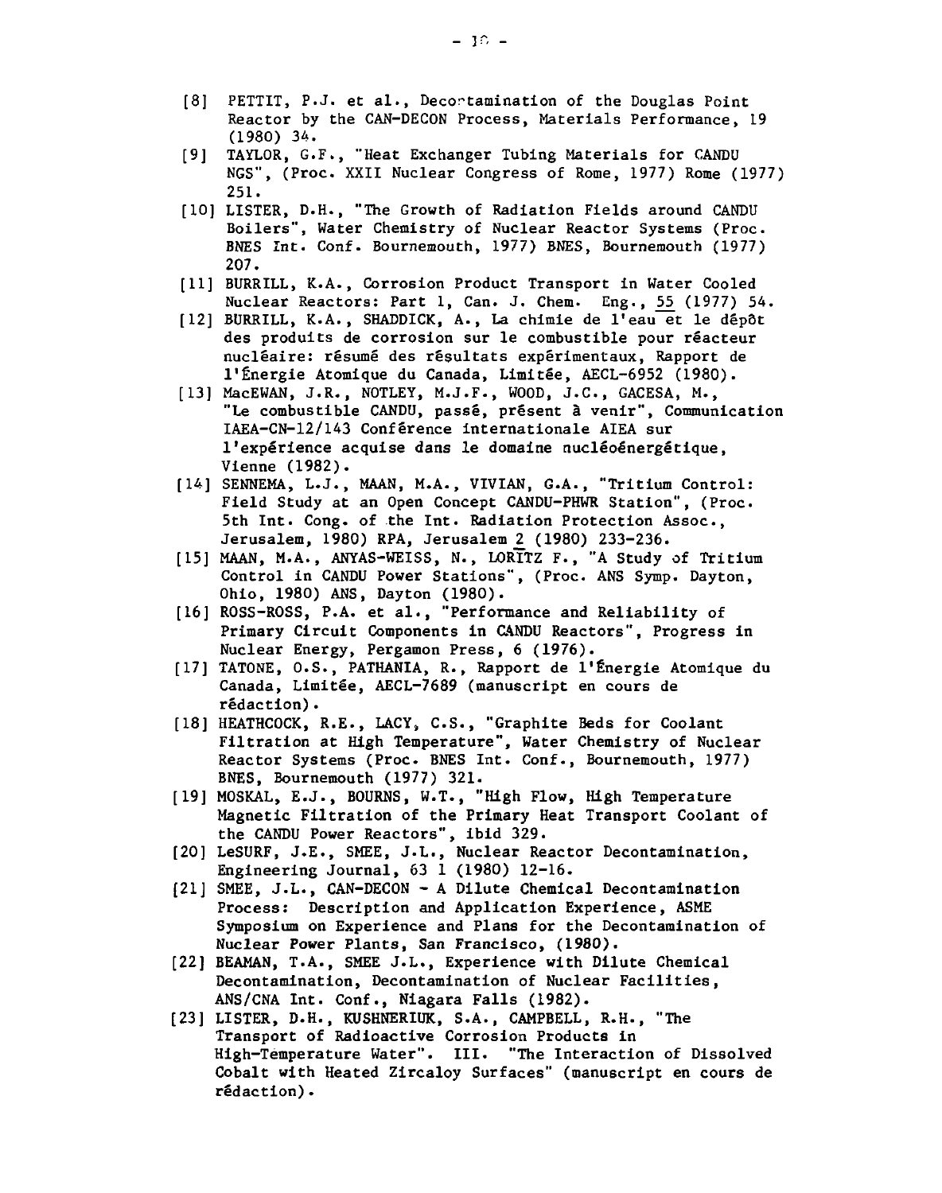[8] PETTIT, P.J. et al., Decontamination of the Douglas Point Reactor by the CAN-DECON Process, Materials Performance, 19 (1980) 34.

[9] TAYLOR, G.F., "Heat Exchanger Tubing Materials for CANDU NGS", (Proc. XXII Nuclear Congress of Rome, 1977) Rome (1977) 251.

[10] LISTER, D.H., "The Growth of Radiation Fields around CANDU Boilers", Water Chemistry of Nuclear Reactor Systems (Proc. BNES Int. Conf. Bournemouth, 1977) BNES, Bournemouth (1977) 207.

[11] BURRILL, K.A., Corrosion Product Transport in Water Cooled Nuclear Reactors: Part 1, Can. J. Chem. Eng., 55 (1977) 54.

[12] BURRILL, K.A., SHADDICK, A., La chimie de l'eau et le dépôt des produits de corrosion sur le combustible pour réacteur nucléaire: résumé des résultats expérimentaux, Rapport de l'Énergie Atomique du Canada, Limitée, AECL-6952 (1980).

[13] MacEWAN, J.R., NOTLEY, M.J.F., WOOD, J.C., GACESA, M., "Le combustible CANDU, passé, présent à venir", Communication IAEA-CN-12/143 Conférence internationale AIEA sur l'expérience acquise dans le domaine nucléoénergétique, Vienne (1982).

[14] SENNEMA, L.J., MAAN, M.A., VIVIAN, G.A., "Tritium Control: Field Study at an Open Concept CANDU-PHWR Station", (Proc. 5th Int. Cong. of the Int. Radiation Protection Assoc., Jerusalem, 1980) RPA, Jerusalem 2 (1980) 233-236.

[15] MAAN, M.A., ANYAS-WEISS, N., LORITZ F., "A Study of Tritium Control in CANDU Power Stations", (Proc. ANS Symp. Dayton, Ohio, 1980) ANS, Dayton (1980).

[16] ROSS-ROSS, P.A. et al., "Performance and Reliability of Primary Circuit Components in CANDU Reactors", Progress in Nuclear Energy, Pergamon Press, 6 (1976).

[17] TATONE, O.S., PATHANIA, R., Rapport de l'Énergie Atomique du Canada, Limitée, AECL-7689 (manuscript en cours de rédaction).

[18] HEATHCOCK, R.E., LACY, C.S., "Graphite Beds for Coolant Filtration at High Temperature", Water Chemistry of Nuclear Reactor Systems (Proc. BNES Int. Conf., Bournemouth, 1977) BNES, Bournemouth (1977) 321.

[19] MOSKAL, E.J., BOURNS, W.T., "High Flow, High Temperature Magnetic Filtration of the Primary Heat Transport Coolant of the CANDU Power Reactors", ibid 329.

[20] LeSURF, J.E., SMEE, J.L., Nuclear Reactor Decontamination, Engineering Journal, 63 1 (1980) 12-16.

[21] SMEE, J.L., CAN-DECON - A Dilute Chemical Decontamination Process: Description and Application Experience, ASME Symposium on Experience and Plans for the Decontamination of Nuclear Power Plants, San Francisco, (1980).

[22] BEAMAN, T.A., SMEE J.L., Experience with Dilute Chemical Decontamination, Decontamination of Nuclear Facilities, ANS/CNA Int. Conf., Niagara Falls (1982).

[23] LISTER, D.H., KUSHNERIUK, S.A., CAMPBELL, R.H., "The Transport of Radioactive Corrosion Products in High-Temperature Water". III. "The Interaction of Dissolved Cobalt with Heated Zircaloy Surfaces" (manuscript en cours de rédaction).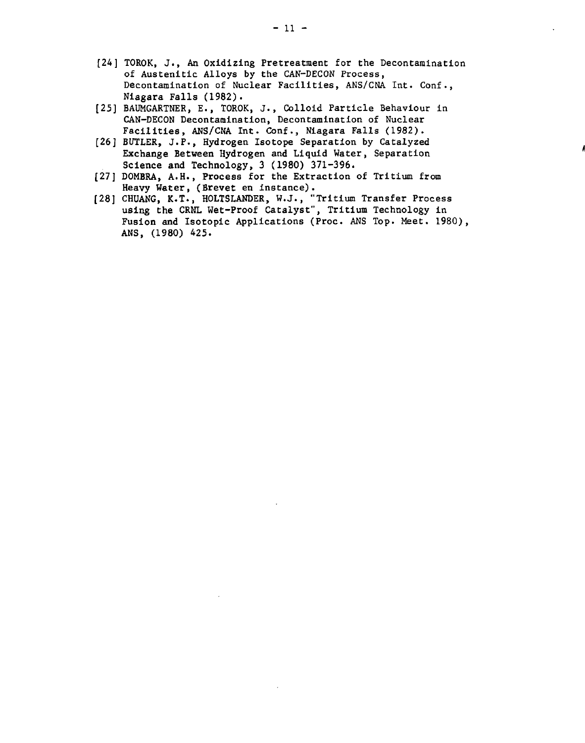[24] TOROK, J., An Oxidizing Pretreatment for the Decontamination of Austenitic Alloys by the CAN-DECON Process, Decontamination of Nuclear Facilities, ANS/CNA Int. Conf., Niagara Falls (1982).

[25] BAUMGARTNER, E., TOROK, J., Colloid Particle Behaviour in CAN-DECON Decontamination, Decontamination of Nuclear Facilities, ANS/CNA Int. Conf., Niagara Falls (1982).

[26] BUTLER, J.P., Hydrogen Isotope Separation by Catalyzed Exchange Between Hydrogen and Liquid Water, Separation Science and Technology, 3 (1980) 371-396.

[27] DOMBRA, A.H., Process for the Extraction of Tritium from Heavy Water, (Brevet en instance).

[28] CHUANG, K.T., HOLTSLANDER, W.J., "Tritium Transfer Process using the CRNL Wet-Proof Catalyst", Tritium Technology in Fusion and Isotopic Applications (Proc. ANS Top. Meet. 1980), ANS, (1980) 425.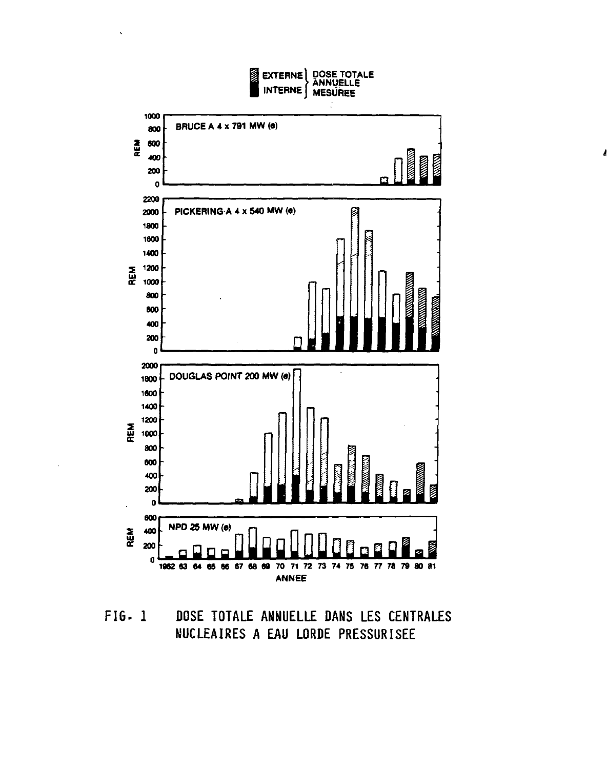EXTERNE } DOSE TOTALE ANNUELLE MESURÉE
INTERNE

BRUCE A 4 x 791 MW (e)

PICKERING A 4 x 540 MW (e)

DOUGLAS POINT 200 MW (e)

NPD 25 MW (e)

REM

ANNEE

FIG. 1 DOSE TOTALE ANNUELLE DANS LES CENTRALES NUCLEAIRES A EAU LORDE PRESSURISEE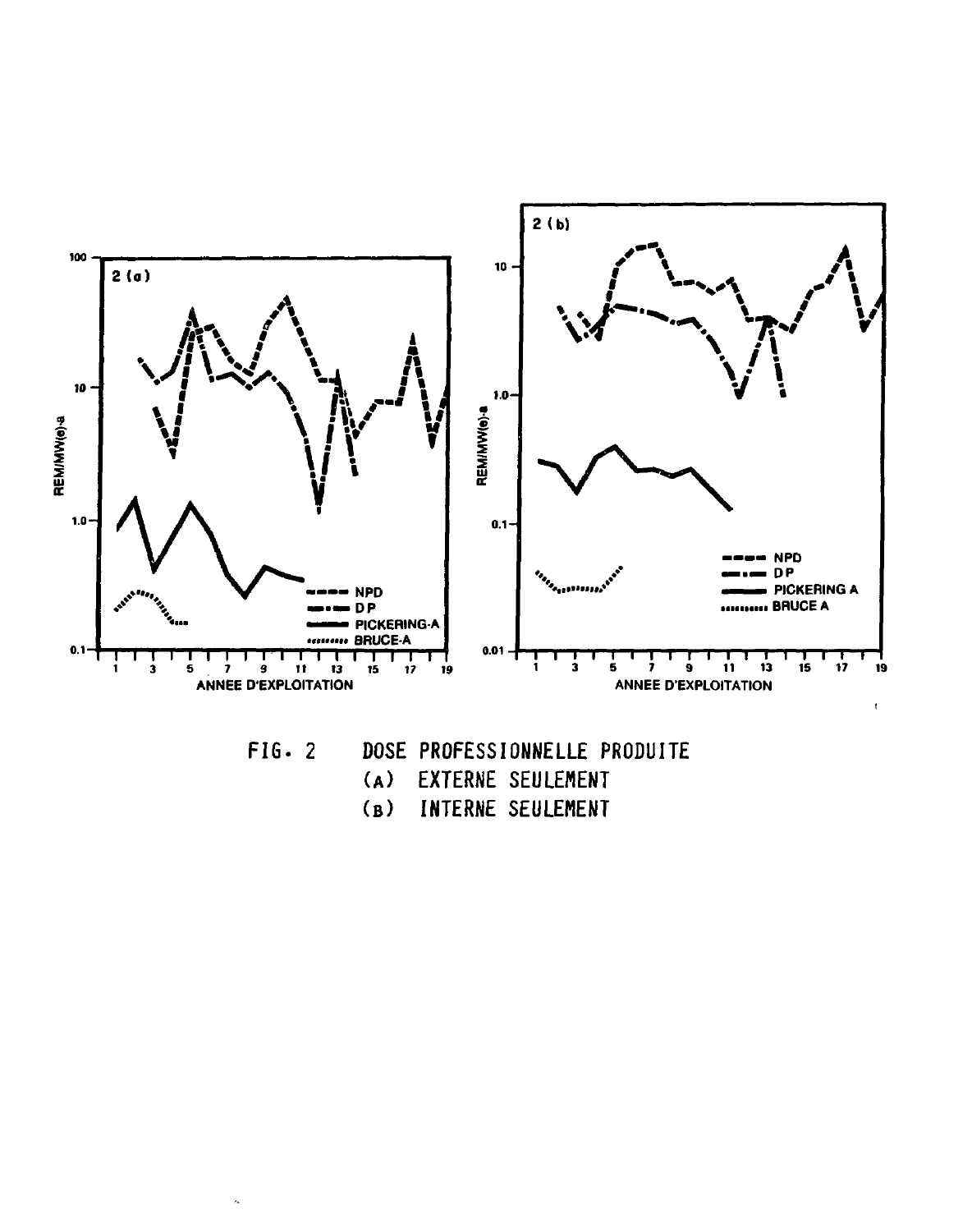FIG. 2 DOSE PROFESSIONNELLE PRODUITE

(A) EXTERNE SEULEMENT

(B) INTERNE SEULEMENT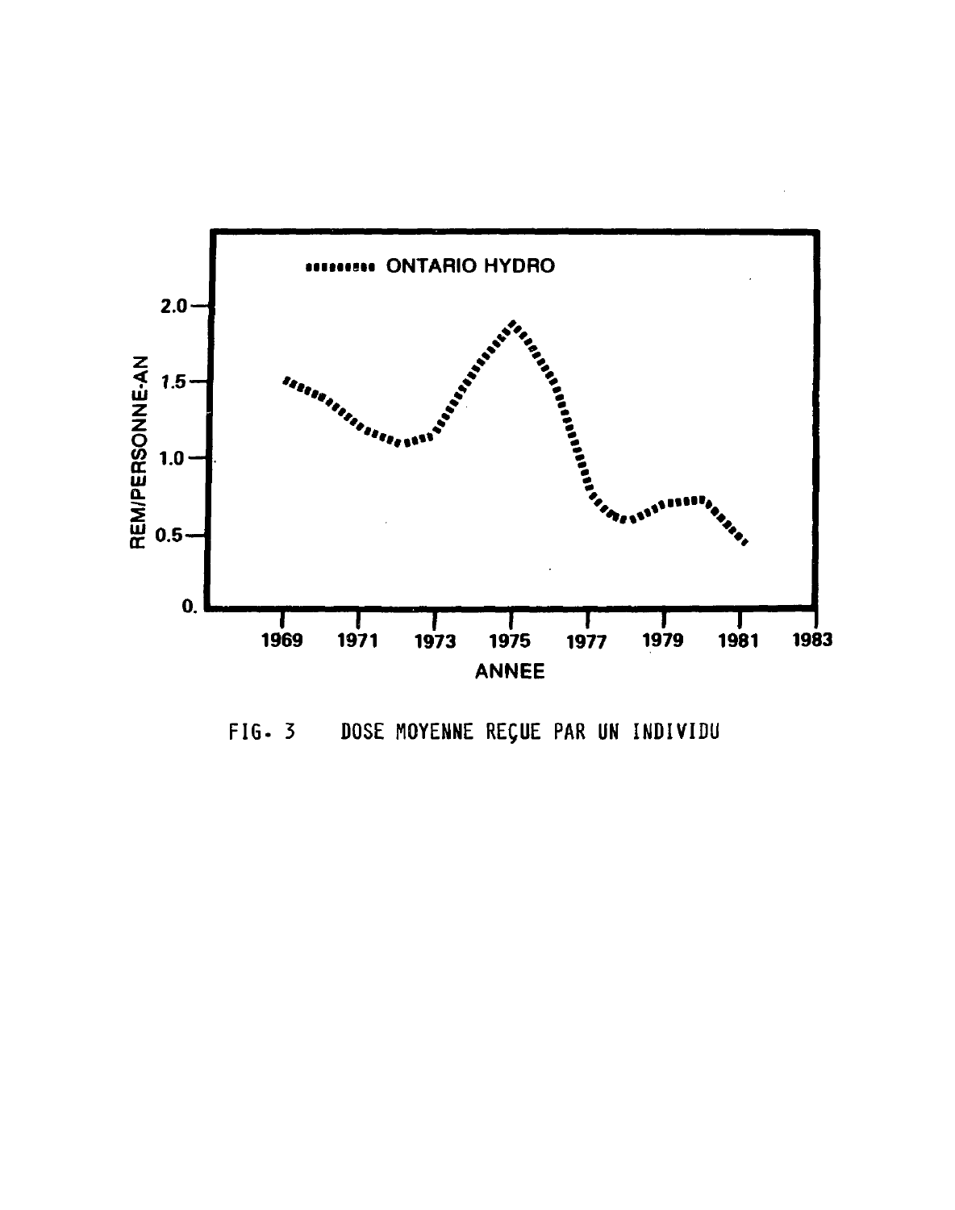FIG. 3 DOSE MOYENNE REÇUE PAR UN INDIVIDU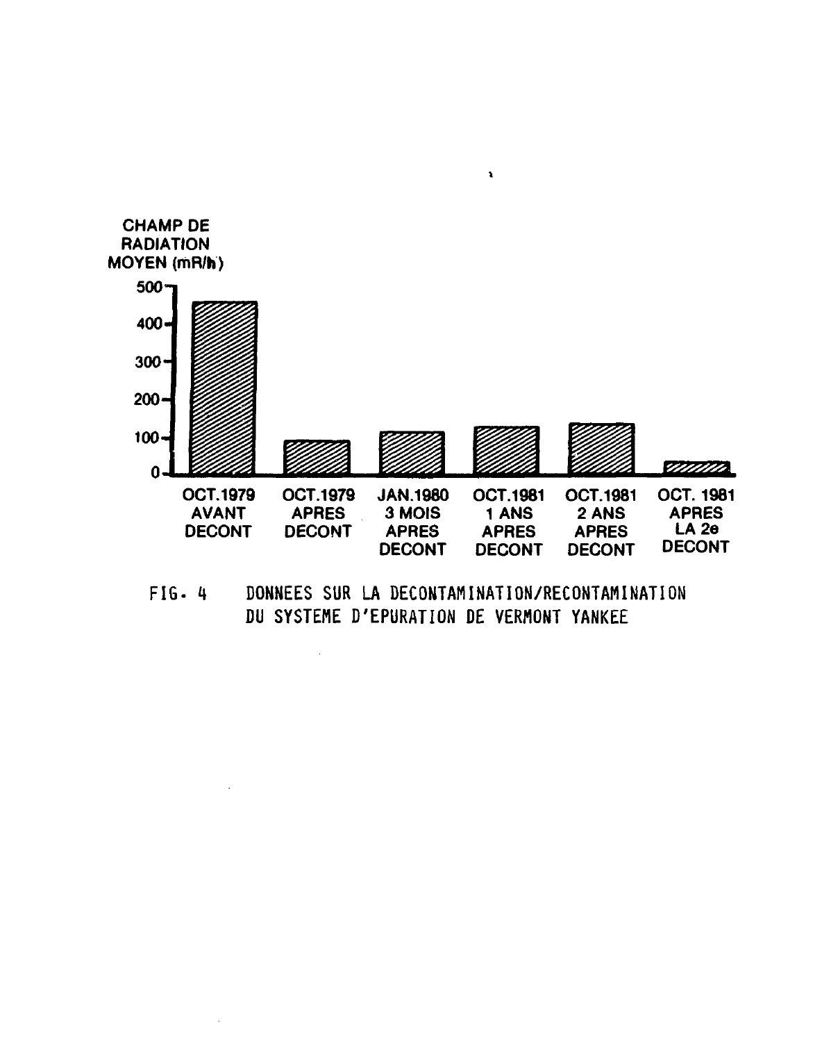CHAMP DE RADIATION MOYEN (mR/h)

500
400
300
200
100
0

OCT.1979 AVANT DECONT | OCT.1979 APRES DECONT | JAN.1980 3 MOIS APRES DECONT | OCT.1981 1 ANS APRES DECONT | OCT.1981 2 ANS APRES DECONT | OCT. 1981 APRES LA 2e DECONT

FIG. 4 DONNEES SUR LA DECONTAMINATION/RECONTAMINATION DU SYSTEME D'EPURATION DE VERMONT YANKEE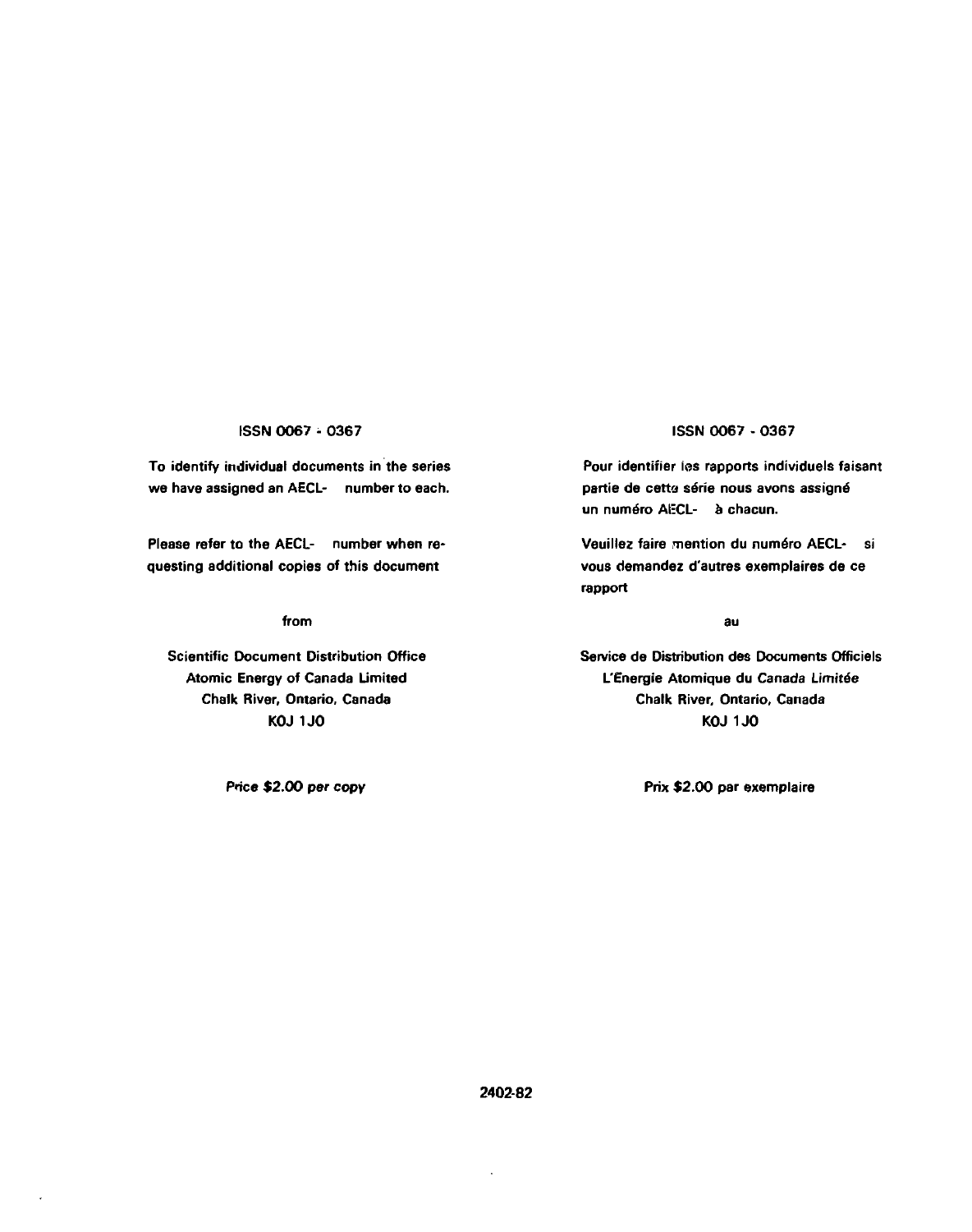ISSN 0067 - 0367

To identify individual documents in the series we have assigned an AECL- number to each.

Please refer to the AECL- number when requesting additional copies of this document

from

Scientific Document Distribution Office
Atomic Energy of Canada Limited
Chalk River, Ontario, Canada
K0J 1J0

*Price $2.00 per copy*

ISSN 0067 - 0367

Pour identifier les rapports individuels faisant partie de cette série nous avons assigné un numéro AECL- à chacun.

Veuillez faire mention du numéro AECL- si vous demandez d'autres exemplaires de ce rapport

au

Service de Distribution des Documents Officiels
L'Energie Atomique du Canada Limitée
Chalk River, Ontario, Canada
K0J 1J0

Prix $2.00 par exemplaire

2402-82